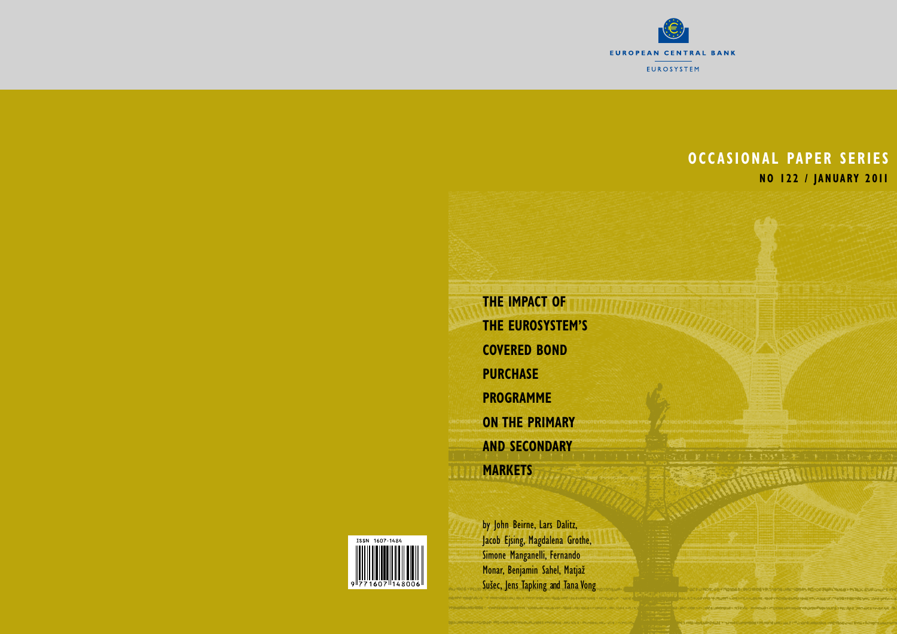EUROPEAN CENTRAL BANK

EUROSYSTEM

## OCCASIONAL PAPER SERIES

**NO 122 / JANUARY 2011**

# THE IMPACT OF THE EUROSYSTEM'S COVERED BOND PURCHASE PROGRAMME ON THE PRIMARY AND SECONDARY MARKETS

by John Beirne, Lars Dalitz, Jacob Ejsing, Magdalena Grothe, Simone Manganelli, Fernando Monar, Benjamin Sahel, Matjaž Sušec, Jens Tapking and Tana Vong

ISSN 1607-1484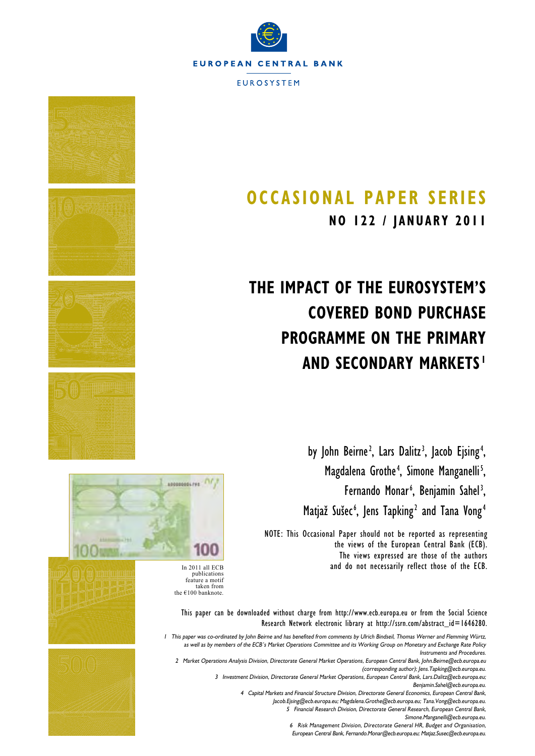EUROPEAN CENTRAL BANK

EUROSYSTEM

# OCCASIONAL PAPER SERIES

## NO 122 / JANUARY 2011

# THE IMPACT OF THE EUROSYSTEM'S COVERED BOND PURCHASE PROGRAMME ON THE PRIMARY AND SECONDARY MARKETS[1]

by John Beirne[2], Lars Dalitz[3], Jacob Ejsing[4], Magdalena Grothe[4], Simone Manganelli[5], Fernando Monar[6], Benjamin Sahel[3], Matjaž Sušec[6], Jens Tapking[2] and Tana Vong[4]

NOTE: This Occasional Paper should not be reported as representing the views of the European Central Bank (ECB). The views expressed are those of the authors and do not necessarily reflect those of the ECB.

In 2011 all ECB publications feature a motif taken from the €100 banknote.

This paper can be downloaded without charge from http://www.ecb.europa.eu or from the Social Science Research Network electronic library at http://ssrn.com/abstract_id=1646280.

1 This paper was co-ordinated by John Beirne and has benefited from comments by Ulrich Bindseil, Thomas Werner and Flemming Würtz, as well as by members of the ECB's Market Operations Committee and its Working Group on Monetary and Exchange Rate Policy Instruments and Procedures.

2 Market Operations Analysis Division, Directorate General Market Operations, European Central Bank, John.Beirne@ecb.europa.eu (corresponding author); Jens.Tapking@ecb.europa.eu.

3 Investment Division, Directorate General Market Operations, European Central Bank, Lars.Dalitz@ecb.europa.eu; Benjamin.Sahel@ecb.europa.eu.

4 Capital Markets and Financial Structure Division, Directorate General Economics, European Central Bank, Jacob.Ejsing@ecb.europa.eu; Magdalena.Grothe@ecb.europa.eu; Tana.Vong@ecb.europa.eu.

5 Financial Research Division, Directorate General Research, European Central Bank, Simone.Manganelli@ecb.europa.eu.

6 Risk Management Division, Directorate General HR, Budget and Organisation, European Central Bank, Fernando.Monar@ecb.europa.eu; Matjaz.Susec@ecb.europa.eu.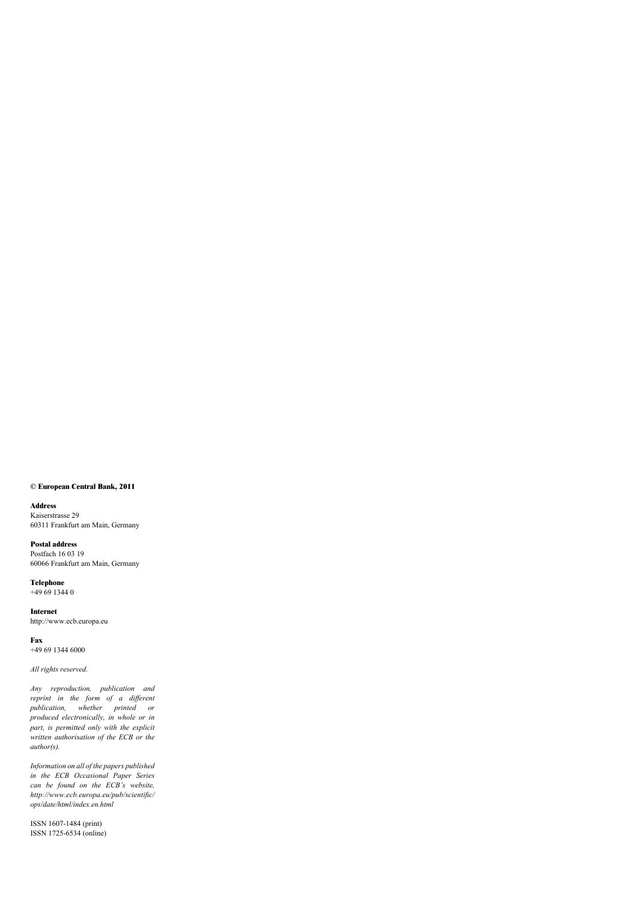**© European Central Bank, 2011**

**Address**

Kaiserstrasse 29

60311 Frankfurt am Main, Germany

**Postal address**

Postfach 16 03 19

60066 Frankfurt am Main, Germany

**Telephone**

+49 69 1344 0

**Internet**

http://www.ecb.europa.eu

**Fax**

+49 69 1344 6000

*All rights reserved.*

*Any reproduction, publication and reprint in the form of a different publication, whether printed or produced electronically, in whole or in part, is permitted only with the explicit written authorisation of the ECB or the author(s).*

*Information on all of the papers published in the ECB Occasional Paper Series can be found on the ECB's website, http://www.ecb.europa.eu/pub/scientific/ops/date/html/index.en.html*

ISSN 1607-1484 (print)

ISSN 1725-6534 (online)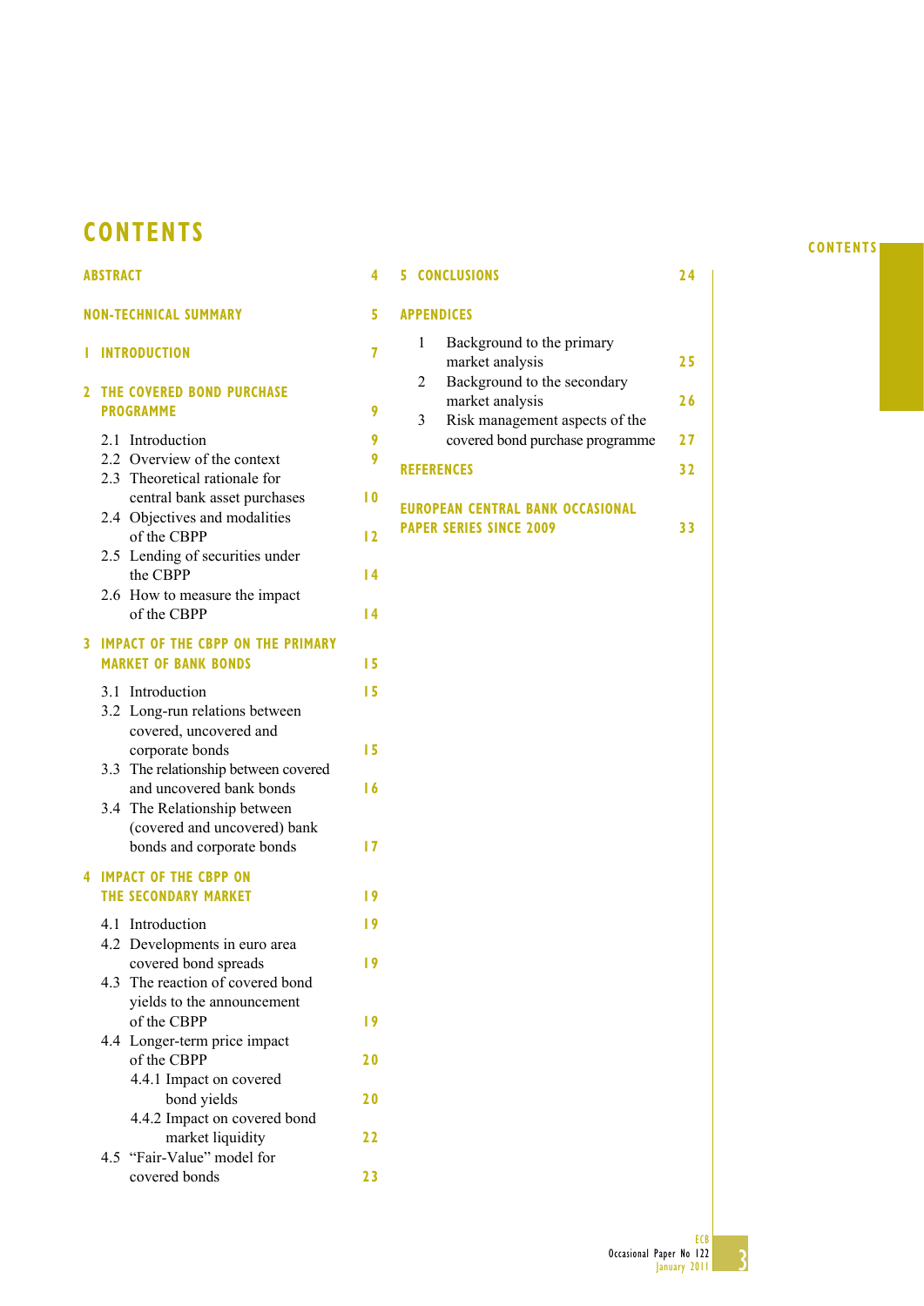# CONTENTS

**ABSTRACT** 4

**NON-TECHNICAL SUMMARY** 5

**1 INTRODUCTION** 7

**2 THE COVERED BOND PURCHASE PROGRAMME** 9

- 2.1 Introduction 9
- 2.2 Overview of the context 9
- 2.3 Theoretical rationale for central bank asset purchases 10
- 2.4 Objectives and modalities of the CBPP 12
- 2.5 Lending of securities under the CBPP 14
- 2.6 How to measure the impact of the CBPP 14

**3 IMPACT OF THE CBPP ON THE PRIMARY MARKET OF BANK BONDS** 15

- 3.1 Introduction 15
- 3.2 Long-run relations between covered, uncovered and corporate bonds 15
- 3.3 The relationship between covered and uncovered bank bonds 16
- 3.4 The Relationship between (covered and uncovered) bank bonds and corporate bonds 17

**4 IMPACT OF THE CBPP ON THE SECONDARY MARKET** 19

- 4.1 Introduction 19
- 4.2 Developments in euro area covered bond spreads 19
- 4.3 The reaction of covered bond yields to the announcement of the CBPP 19
- 4.4 Longer-term price impact of the CBPP 20
  - 4.4.1 Impact on covered bond yields 20
  - 4.4.2 Impact on covered bond market liquidity 22
- 4.5 "Fair-Value" model for covered bonds 23

**5 CONCLUSIONS** 24

**APPENDICES**

1. Background to the primary market analysis 25
2. Background to the secondary market analysis 26
3. Risk management aspects of the covered bond purchase programme 27

**REFERENCES** 32

**EUROPEAN CENTRAL BANK OCCASIONAL PAPER SERIES SINCE 2009** 33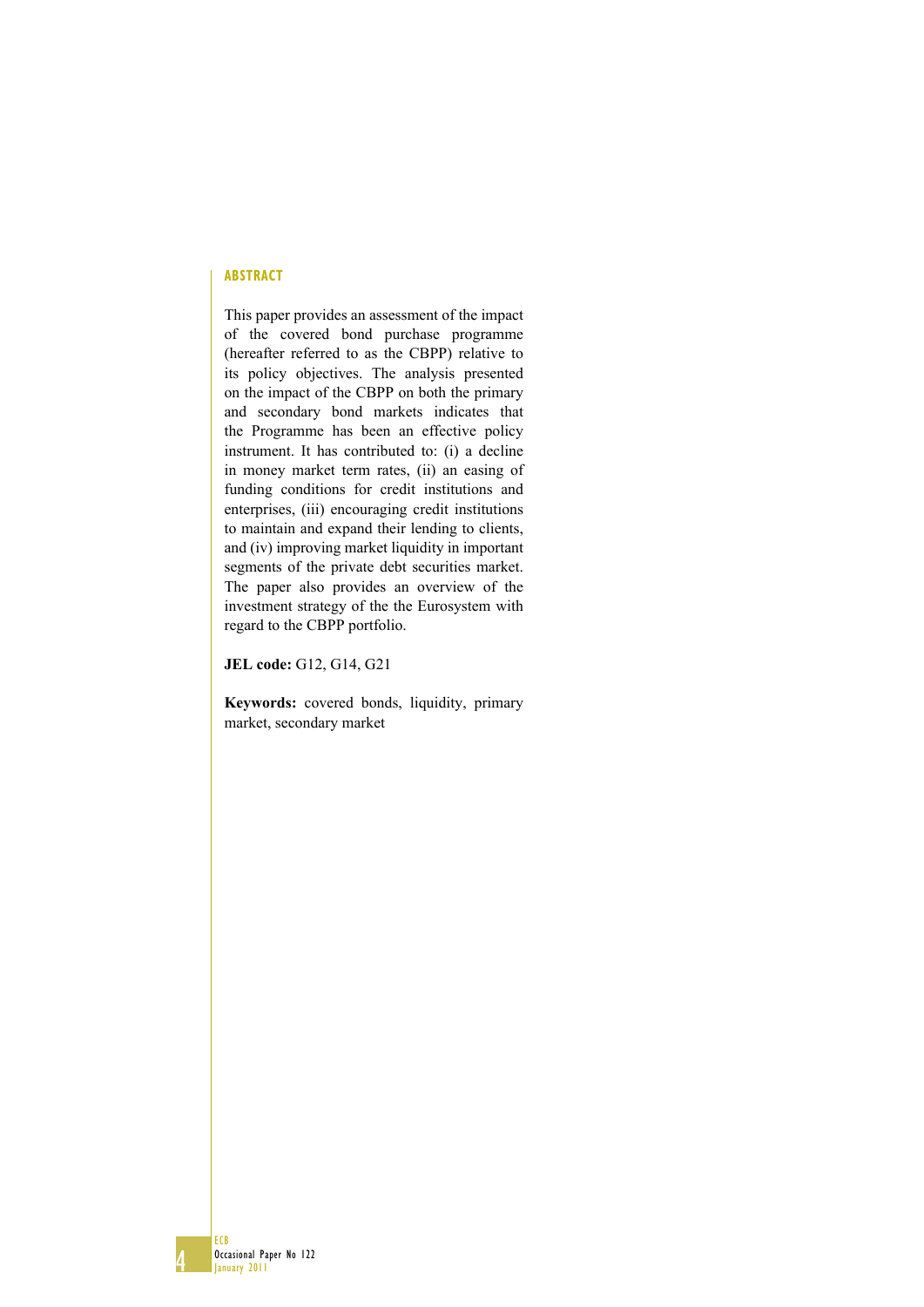## ABSTRACT

This paper provides an assessment of the impact of the covered bond purchase programme (hereafter referred to as the CBPP) relative to its policy objectives. The analysis presented on the impact of the CBPP on both the primary and secondary bond markets indicates that the Programme has been an effective policy instrument. It has contributed to: (i) a decline in money market term rates, (ii) an easing of funding conditions for credit institutions and enterprises, (iii) encouraging credit institutions to maintain and expand their lending to clients, and (iv) improving market liquidity in important segments of the private debt securities market. The paper also provides an overview of the investment strategy of the the Eurosystem with regard to the CBPP portfolio.

**JEL code:** G12, G14, G21

**Keywords:** covered bonds, liquidity, primary market, secondary market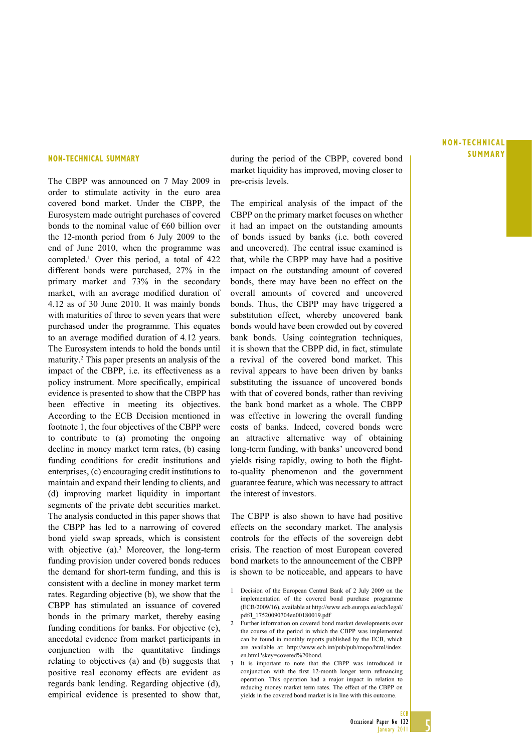## NON-TECHNICAL SUMMARY

The CBPP was announced on 7 May 2009 in order to stimulate activity in the euro area covered bond market. Under the CBPP, the Eurosystem made outright purchases of covered bonds to the nominal value of €60 billion over the 12-month period from 6 July 2009 to the end of June 2010, when the programme was completed.[1] Over this period, a total of 422 different bonds were purchased, 27% in the primary market and 73% in the secondary market, with an average modified duration of 4.12 as of 30 June 2010. It was mainly bonds with maturities of three to seven years that were purchased under the programme. This equates to an average modified duration of 4.12 years. The Eurosystem intends to hold the bonds until maturity.[2] This paper presents an analysis of the impact of the CBPP, i.e. its effectiveness as a policy instrument. More specifically, empirical evidence is presented to show that the CBPP has been effective in meeting its objectives. According to the ECB Decision mentioned in footnote 1, the four objectives of the CBPP were to contribute to (a) promoting the ongoing decline in money market term rates, (b) easing funding conditions for credit institutions and enterprises, (c) encouraging credit institutions to maintain and expand their lending to clients, and (d) improving market liquidity in important segments of the private debt securities market. The analysis conducted in this paper shows that the CBPP has led to a narrowing of covered bond yield swap spreads, which is consistent with objective (a).[3] Moreover, the long-term funding provision under covered bonds reduces the demand for short-term funding, and this is consistent with a decline in money market term rates. Regarding objective (b), we show that the CBPP has stimulated an issuance of covered bonds in the primary market, thereby easing funding conditions for banks. For objective (c), anecdotal evidence from market participants in conjunction with the quantitative findings relating to objectives (a) and (b) suggests that positive real economy effects are evident as regards bank lending. Regarding objective (d), empirical evidence is presented to show that, during the period of the CBPP, covered bond market liquidity has improved, moving closer to pre-crisis levels.

The empirical analysis of the impact of the CBPP on the primary market focuses on whether it had an impact on the outstanding amounts of bonds issued by banks (i.e. both covered and uncovered). The central issue examined is that, while the CBPP may have had a positive impact on the outstanding amount of covered bonds, there may have been no effect on the overall amounts of covered and uncovered bonds. Thus, the CBPP may have triggered a substitution effect, whereby uncovered bank bonds would have been crowded out by covered bank bonds. Using cointegration techniques, it is shown that the CBPP did, in fact, stimulate a revival of the covered bond market. This revival appears to have been driven by banks substituting the issuance of uncovered bonds with that of covered bonds, rather than reviving the bank bond market as a whole. The CBPP was effective in lowering the overall funding costs of banks. Indeed, covered bonds were an attractive alternative way of obtaining long-term funding, with banks' uncovered bond yields rising rapidly, owing to both the flight-to-quality phenomenon and the government guarantee feature, which was necessary to attract the interest of investors.

The CBPP is also shown to have had positive effects on the secondary market. The analysis controls for the effects of the sovereign debt crisis. The reaction of most European covered bond markets to the announcement of the CBPP is shown to be noticeable, and appears to have

---

1 Decision of the European Central Bank of 2 July 2009 on the implementation of the covered bond purchase programme (ECB/2009/16), available at http://www.ecb.europa.eu/ecb/legal/pdf/l_17520090704en00180019.pdf

2 Further information on covered bond market developments over the course of the period in which the CBPP was implemented can be found in monthly reports published by the ECB, which are available at: http://www.ecb.int/pub/pub/mopo/html/index.en.html?skey=covered%20bond.

3 It is important to note that the CBPP was introduced in conjunction with the first 12-month longer term refinancing operation. This operation had a major impact in relation to reducing money market term rates. The effect of the CBPP on yields in the covered bond market is in line with this outcome.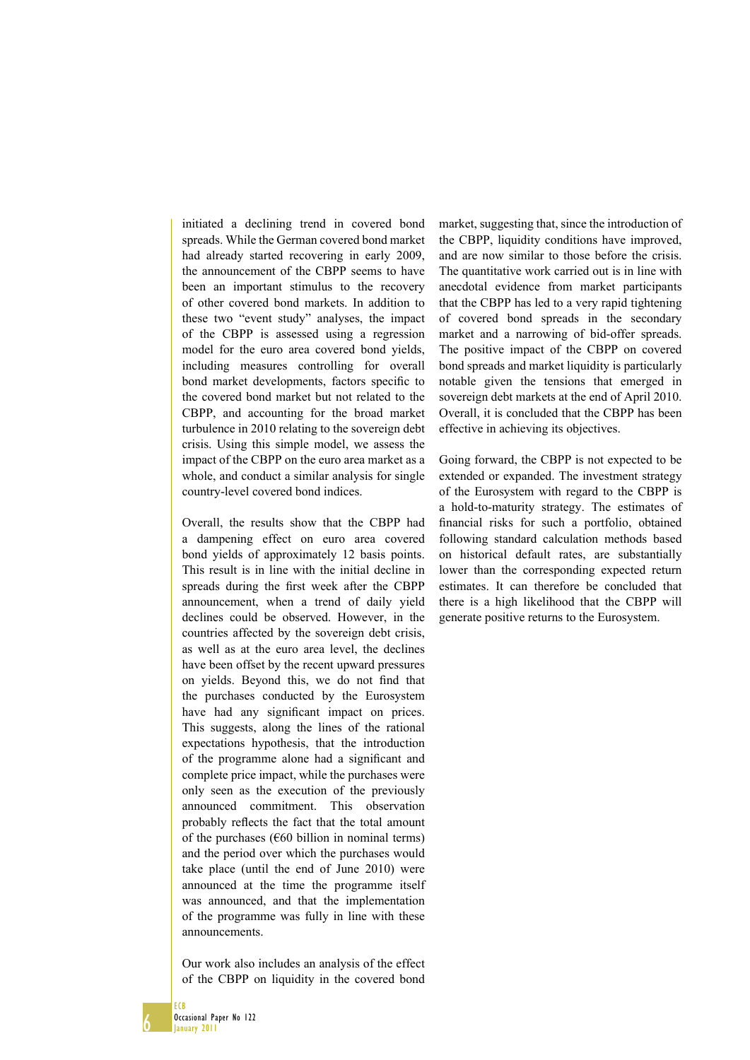initiated a declining trend in covered bond spreads. While the German covered bond market had already started recovering in early 2009, the announcement of the CBPP seems to have been an important stimulus to the recovery of other covered bond markets. In addition to these two "event study" analyses, the impact of the CBPP is assessed using a regression model for the euro area covered bond yields, including measures controlling for overall bond market developments, factors specific to the covered bond market but not related to the CBPP, and accounting for the broad market turbulence in 2010 relating to the sovereign debt crisis. Using this simple model, we assess the impact of the CBPP on the euro area market as a whole, and conduct a similar analysis for single country-level covered bond indices.

Overall, the results show that the CBPP had a dampening effect on euro area covered bond yields of approximately 12 basis points. This result is in line with the initial decline in spreads during the first week after the CBPP announcement, when a trend of daily yield declines could be observed. However, in the countries affected by the sovereign debt crisis, as well as at the euro area level, the declines have been offset by the recent upward pressures on yields. Beyond this, we do not find that the purchases conducted by the Eurosystem have had any significant impact on prices. This suggests, along the lines of the rational expectations hypothesis, that the introduction of the programme alone had a significant and complete price impact, while the purchases were only seen as the execution of the previously announced commitment. This observation probably reflects the fact that the total amount of the purchases (€60 billion in nominal terms) and the period over which the purchases would take place (until the end of June 2010) were announced at the time the programme itself was announced, and that the implementation of the programme was fully in line with these announcements.

Our work also includes an analysis of the effect of the CBPP on liquidity in the covered bond market, suggesting that, since the introduction of the CBPP, liquidity conditions have improved, and are now similar to those before the crisis. The quantitative work carried out is in line with anecdotal evidence from market participants that the CBPP has led to a very rapid tightening of covered bond spreads in the secondary market and a narrowing of bid-offer spreads. The positive impact of the CBPP on covered bond spreads and market liquidity is particularly notable given the tensions that emerged in sovereign debt markets at the end of April 2010. Overall, it is concluded that the CBPP has been effective in achieving its objectives.

Going forward, the CBPP is not expected to be extended or expanded. The investment strategy of the Eurosystem with regard to the CBPP is a hold-to-maturity strategy. The estimates of financial risks for such a portfolio, obtained following standard calculation methods based on historical default rates, are substantially lower than the corresponding expected return estimates. It can therefore be concluded that there is a high likelihood that the CBPP will generate positive returns to the Eurosystem.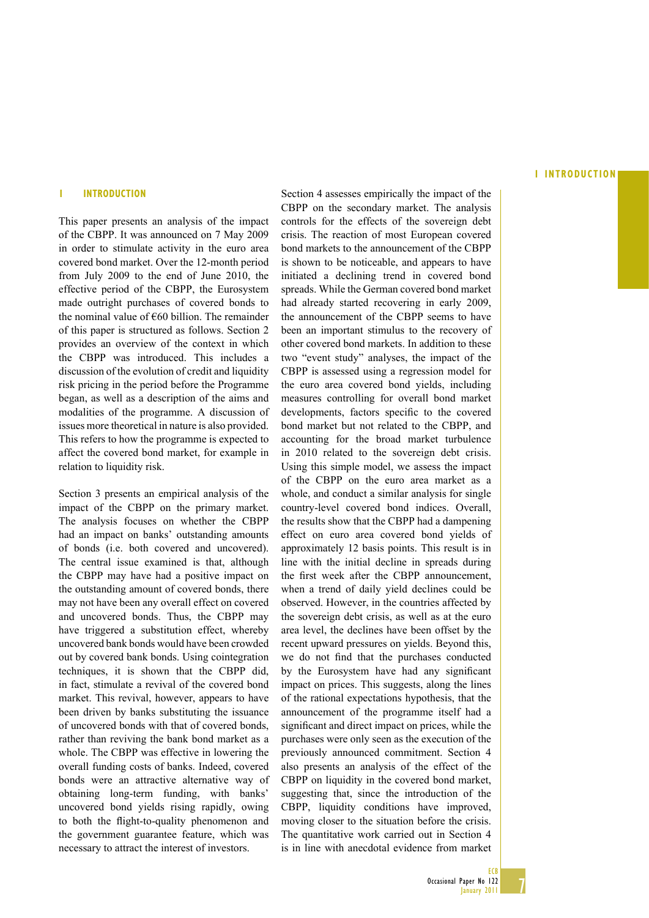# 1 INTRODUCTION

This paper presents an analysis of the impact of the CBPP. It was announced on 7 May 2009 in order to stimulate activity in the euro area covered bond market. Over the 12-month period from July 2009 to the end of June 2010, the effective period of the CBPP, the Eurosystem made outright purchases of covered bonds to the nominal value of €60 billion. The remainder of this paper is structured as follows. Section 2 provides an overview of the context in which the CBPP was introduced. This includes a discussion of the evolution of credit and liquidity risk pricing in the period before the Programme began, as well as a description of the aims and modalities of the programme. A discussion of issues more theoretical in nature is also provided. This refers to how the programme is expected to affect the covered bond market, for example in relation to liquidity risk.

Section 3 presents an empirical analysis of the impact of the CBPP on the primary market. The analysis focuses on whether the CBPP had an impact on banks' outstanding amounts of bonds (i.e. both covered and uncovered). The central issue examined is that, although the CBPP may have had a positive impact on the outstanding amount of covered bonds, there may not have been any overall effect on covered and uncovered bonds. Thus, the CBPP may have triggered a substitution effect, whereby uncovered bank bonds would have been crowded out by covered bank bonds. Using cointegration techniques, it is shown that the CBPP did, in fact, stimulate a revival of the covered bond market. This revival, however, appears to have been driven by banks substituting the issuance of uncovered bonds with that of covered bonds, rather than reviving the bank bond market as a whole. The CBPP was effective in lowering the overall funding costs of banks. Indeed, covered bonds were an attractive alternative way of obtaining long-term funding, with banks' uncovered bond yields rising rapidly, owing to both the flight-to-quality phenomenon and the government guarantee feature, which was necessary to attract the interest of investors.

Section 4 assesses empirically the impact of the CBPP on the secondary market. The analysis controls for the effects of the sovereign debt crisis. The reaction of most European covered bond markets to the announcement of the CBPP is shown to be noticeable, and appears to have initiated a declining trend in covered bond spreads. While the German covered bond market had already started recovering in early 2009, the announcement of the CBPP seems to have been an important stimulus to the recovery of other covered bond markets. In addition to these two "event study" analyses, the impact of the CBPP is assessed using a regression model for the euro area covered bond yields, including measures controlling for overall bond market developments, factors specific to the covered bond market but not related to the CBPP, and accounting for the broad market turbulence in 2010 related to the sovereign debt crisis. Using this simple model, we assess the impact of the CBPP on the euro area market as a whole, and conduct a similar analysis for single country-level covered bond indices. Overall, the results show that the CBPP had a dampening effect on euro area covered bond yields of approximately 12 basis points. This result is in line with the initial decline in spreads during the first week after the CBPP announcement, when a trend of daily yield declines could be observed. However, in the countries affected by the sovereign debt crisis, as well as at the euro area level, the declines have been offset by the recent upward pressures on yields. Beyond this, we do not find that the purchases conducted by the Eurosystem have had any significant impact on prices. This suggests, along the lines of the rational expectations hypothesis, that the announcement of the programme itself had a significant and direct impact on prices, while the purchases were only seen as the execution of the previously announced commitment. Section 4 also presents an analysis of the effect of the CBPP on liquidity in the covered bond market, suggesting that, since the introduction of the CBPP, liquidity conditions have improved, moving closer to the situation before the crisis. The quantitative work carried out in Section 4 is in line with anecdotal evidence from market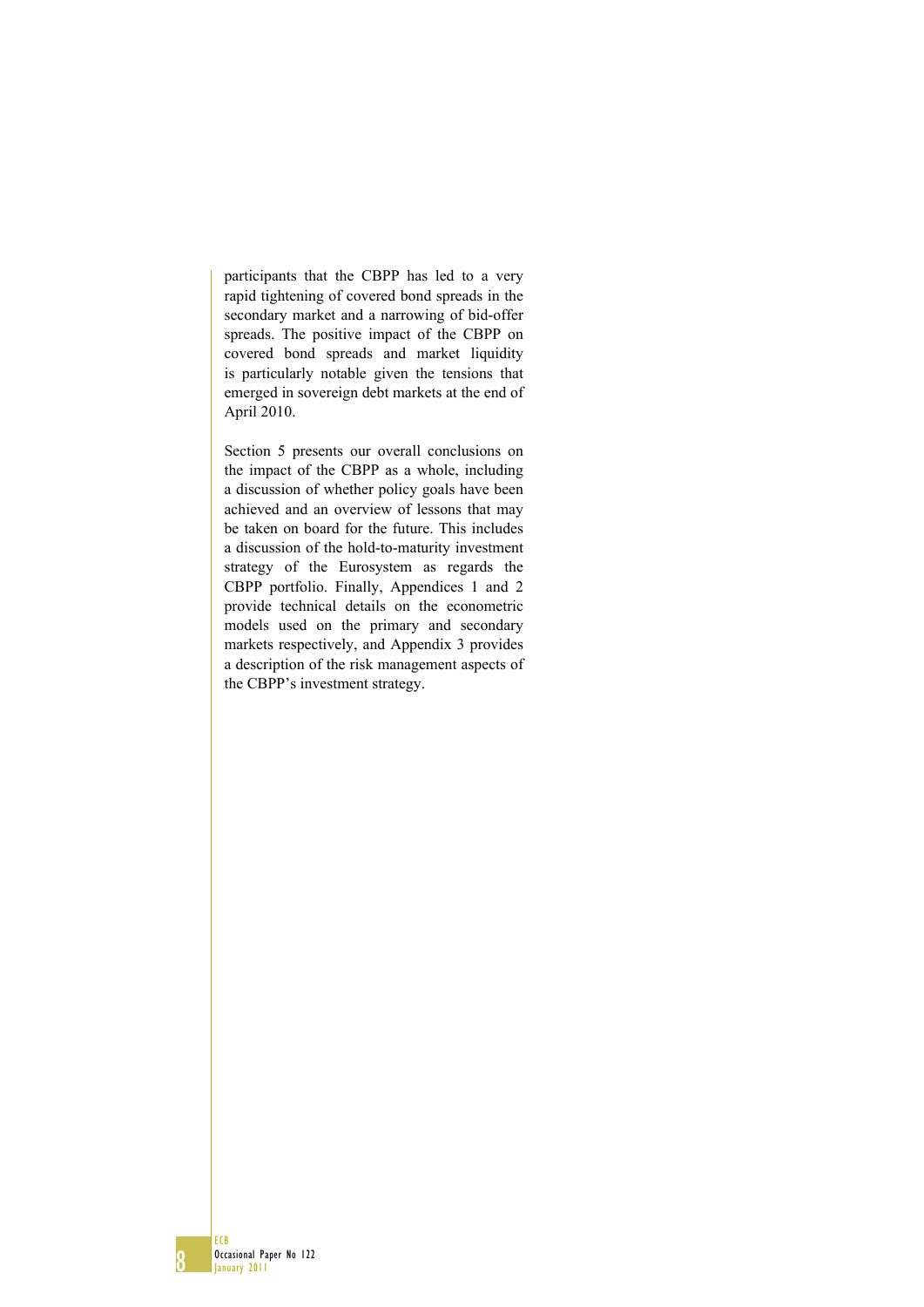participants that the CBPP has led to a very rapid tightening of covered bond spreads in the secondary market and a narrowing of bid-offer spreads. The positive impact of the CBPP on covered bond spreads and market liquidity is particularly notable given the tensions that emerged in sovereign debt markets at the end of April 2010.

Section 5 presents our overall conclusions on the impact of the CBPP as a whole, including a discussion of whether policy goals have been achieved and an overview of lessons that may be taken on board for the future. This includes a discussion of the hold-to-maturity investment strategy of the Eurosystem as regards the CBPP portfolio. Finally, Appendices 1 and 2 provide technical details on the econometric models used on the primary and secondary markets respectively, and Appendix 3 provides a description of the risk management aspects of the CBPP's investment strategy.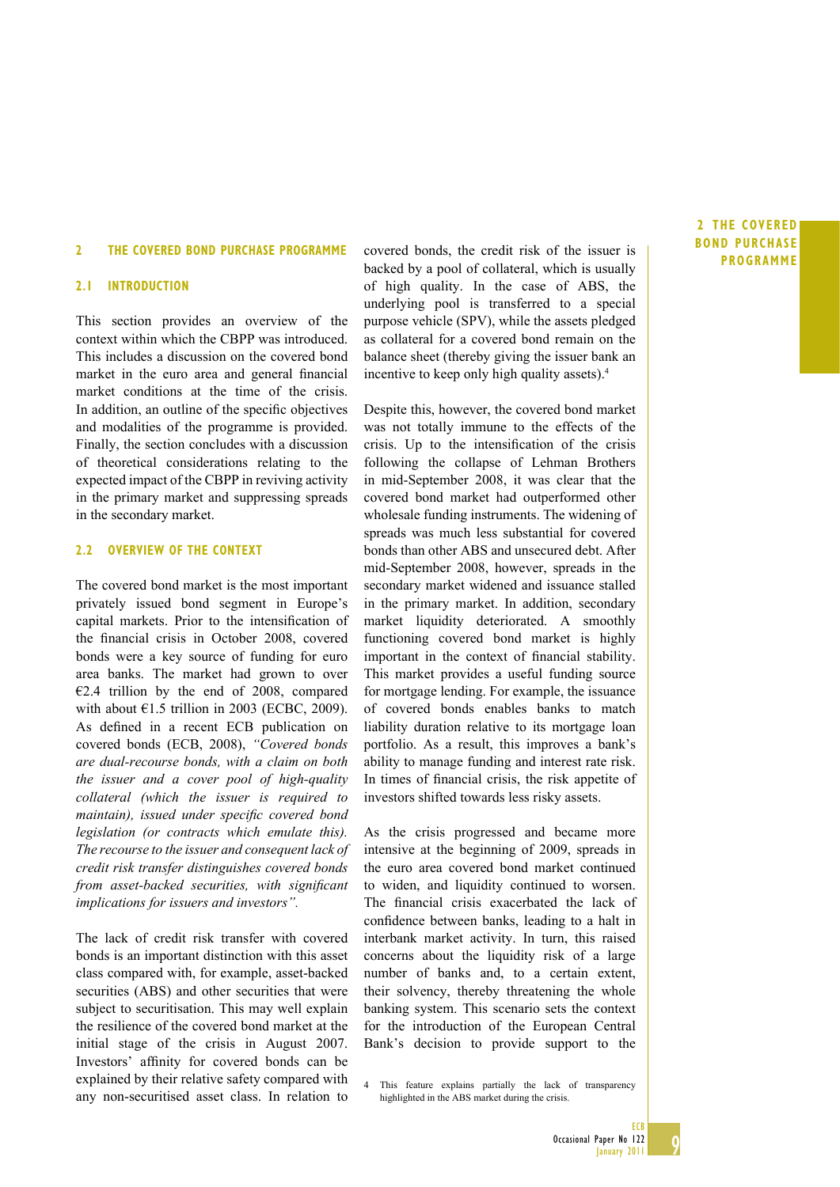## 2 THE COVERED BOND PURCHASE PROGRAMME

### 2.1 INTRODUCTION

This section provides an overview of the context within which the CBPP was introduced. This includes a discussion on the covered bond market in the euro area and general financial market conditions at the time of the crisis. In addition, an outline of the specific objectives and modalities of the programme is provided. Finally, the section concludes with a discussion of theoretical considerations relating to the expected impact of the CBPP in reviving activity in the primary market and suppressing spreads in the secondary market.

### 2.2 OVERVIEW OF THE CONTEXT

The covered bond market is the most important privately issued bond segment in Europe's capital markets. Prior to the intensification of the financial crisis in October 2008, covered bonds were a key source of funding for euro area banks. The market had grown to over €2.4 trillion by the end of 2008, compared with about €1.5 trillion in 2003 (ECBC, 2009). As defined in a recent ECB publication on covered bonds (ECB, 2008), *"Covered bonds are dual-recourse bonds, with a claim on both the issuer and a cover pool of high-quality collateral (which the issuer is required to maintain), issued under specific covered bond legislation (or contracts which emulate this). The recourse to the issuer and consequent lack of credit risk transfer distinguishes covered bonds from asset-backed securities, with significant implications for issuers and investors".*

The lack of credit risk transfer with covered bonds is an important distinction with this asset class compared with, for example, asset-backed securities (ABS) and other securities that were subject to securitisation. This may well explain the resilience of the covered bond market at the initial stage of the crisis in August 2007. Investors' affinity for covered bonds can be explained by their relative safety compared with any non-securitised asset class. In relation to covered bonds, the credit risk of the issuer is backed by a pool of collateral, which is usually of high quality. In the case of ABS, the underlying pool is transferred to a special purpose vehicle (SPV), while the assets pledged as collateral for a covered bond remain on the balance sheet (thereby giving the issuer bank an incentive to keep only high quality assets).[4]

Despite this, however, the covered bond market was not totally immune to the effects of the crisis. Up to the intensification of the crisis following the collapse of Lehman Brothers in mid-September 2008, it was clear that the covered bond market had outperformed other wholesale funding instruments. The widening of spreads was much less substantial for covered bonds than other ABS and unsecured debt. After mid-September 2008, however, spreads in the secondary market widened and issuance stalled in the primary market. In addition, secondary market liquidity deteriorated. A smoothly functioning covered bond market is highly important in the context of financial stability. This market provides a useful funding source for mortgage lending. For example, the issuance of covered bonds enables banks to match liability duration relative to its mortgage loan portfolio. As a result, this improves a bank's ability to manage funding and interest rate risk. In times of financial crisis, the risk appetite of investors shifted towards less risky assets.

As the crisis progressed and became more intensive at the beginning of 2009, spreads in the euro area covered bond market continued to widen, and liquidity continued to worsen. The financial crisis exacerbated the lack of confidence between banks, leading to a halt in interbank market activity. In turn, this raised concerns about the liquidity risk of a large number of banks and, to a certain extent, their solvency, thereby threatening the whole banking system. This scenario sets the context for the introduction of the European Central Bank's decision to provide support to the

4 This feature explains partially the lack of transparency highlighted in the ABS market during the crisis.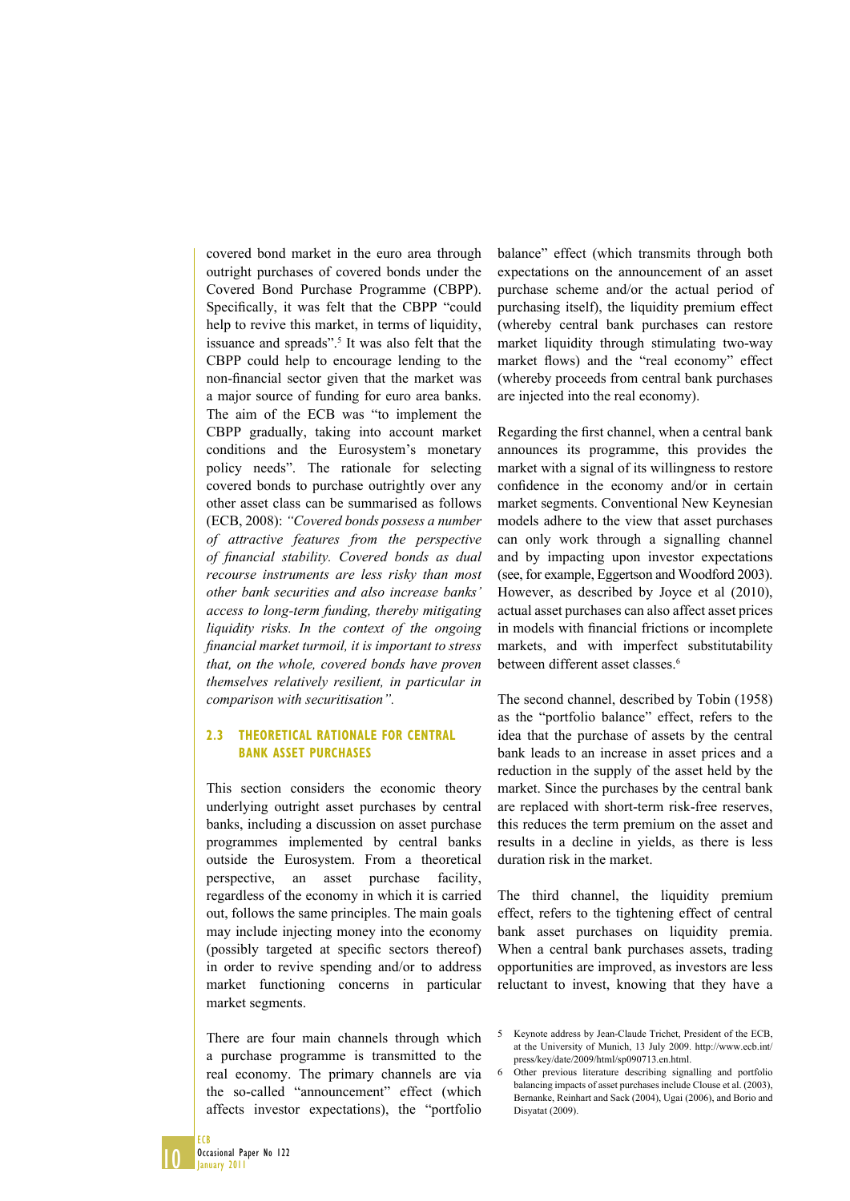covered bond market in the euro area through outright purchases of covered bonds under the Covered Bond Purchase Programme (CBPP). Specifically, it was felt that the CBPP "could help to revive this market, in terms of liquidity, issuance and spreads".[5] It was also felt that the CBPP could help to encourage lending to the non-financial sector given that the market was a major source of funding for euro area banks. The aim of the ECB was "to implement the CBPP gradually, taking into account market conditions and the Eurosystem's monetary policy needs". The rationale for selecting covered bonds to purchase outright over any other asset class can be summarised as follows (ECB, 2008): *"Covered bonds possess a number of attractive features from the perspective of financial stability. Covered bonds as dual recourse instruments are less risky than most other bank securities and also increase banks' access to long-term funding, thereby mitigating liquidity risks. In the context of the ongoing financial market turmoil, it is important to stress that, on the whole, covered bonds have proven themselves relatively resilient, in particular in comparison with securitisation".*

## 2.3 THEORETICAL RATIONALE FOR CENTRAL BANK ASSET PURCHASES

This section considers the economic theory underlying outright asset purchases by central banks, including a discussion on asset purchase programmes implemented by central banks outside the Eurosystem. From a theoretical perspective, an asset purchase facility, regardless of the economy in which it is carried out, follows the same principles. The main goals may include injecting money into the economy (possibly targeted at specific sectors thereof) in order to revive spending and/or to address market functioning concerns in particular market segments.

There are four main channels through which a purchase programme is transmitted to the real economy. The primary channels are via the so-called "announcement" effect (which affects investor expectations), the "portfolio balance" effect (which transmits through both expectations on the announcement of an asset purchase scheme and/or the actual period of purchasing itself), the liquidity premium effect (whereby central bank purchases can restore market liquidity through stimulating two-way market flows) and the "real economy" effect (whereby proceeds from central bank purchases are injected into the real economy).

Regarding the first channel, when a central bank announces its programme, this provides the market with a signal of its willingness to restore confidence in the economy and/or in certain market segments. Conventional New Keynesian models adhere to the view that asset purchases can only work through a signalling channel and by impacting upon investor expectations (see, for example, Eggertson and Woodford 2003). However, as described by Joyce et al (2010), actual asset purchases can also affect asset prices in models with financial frictions or incomplete markets, and with imperfect substitutability between different asset classes.[6]

The second channel, described by Tobin (1958) as the "portfolio balance" effect, refers to the idea that the purchase of assets by the central bank leads to an increase in asset prices and a reduction in the supply of the asset held by the market. Since the purchases by the central bank are replaced with short-term risk-free reserves, this reduces the term premium on the asset and results in a decline in yields, as there is less duration risk in the market.

The third channel, the liquidity premium effect, refers to the tightening effect of central bank asset purchases on liquidity premia. When a central bank purchases assets, trading opportunities are improved, as investors are less reluctant to invest, knowing that they have a

5 Keynote address by Jean-Claude Trichet, President of the ECB, at the University of Munich, 13 July 2009. http://www.ecb.int/press/key/date/2009/html/sp090713.en.html.

6 Other previous literature describing signalling and portfolio balancing impacts of asset purchases include Clouse et al. (2003), Bernanke, Reinhart and Sack (2004), Ugai (2006), and Borio and Disyatat (2009).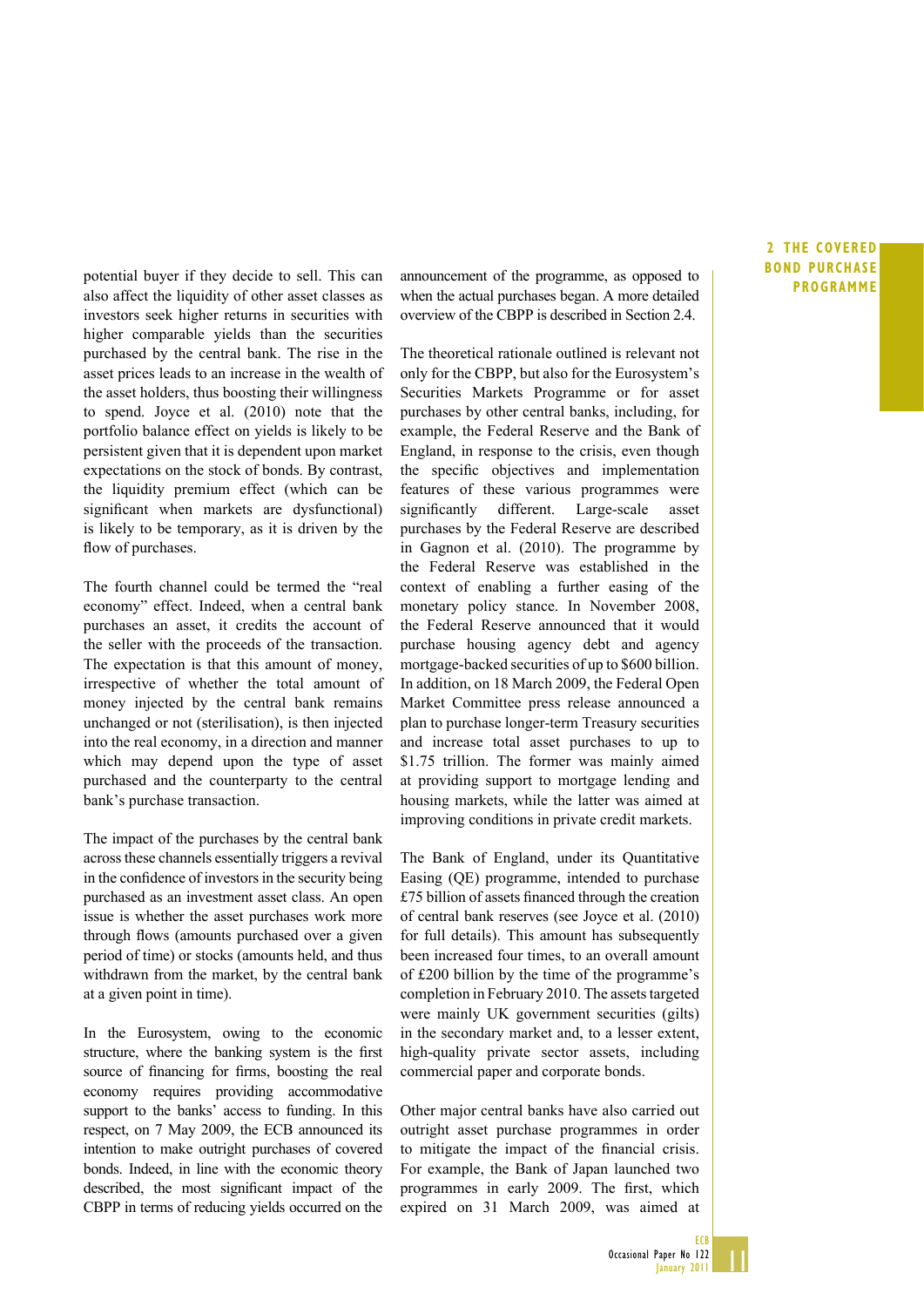potential buyer if they decide to sell. This can also affect the liquidity of other asset classes as investors seek higher returns in securities with higher comparable yields than the securities purchased by the central bank. The rise in the asset prices leads to an increase in the wealth of the asset holders, thus boosting their willingness to spend. Joyce et al. (2010) note that the portfolio balance effect on yields is likely to be persistent given that it is dependent upon market expectations on the stock of bonds. By contrast, the liquidity premium effect (which can be significant when markets are dysfunctional) is likely to be temporary, as it is driven by the flow of purchases.

The fourth channel could be termed the "real economy" effect. Indeed, when a central bank purchases an asset, it credits the account of the seller with the proceeds of the transaction. The expectation is that this amount of money, irrespective of whether the total amount of money injected by the central bank remains unchanged or not (sterilisation), is then injected into the real economy, in a direction and manner which may depend upon the type of asset purchased and the counterparty to the central bank's purchase transaction.

The impact of the purchases by the central bank across these channels essentially triggers a revival in the confidence of investors in the security being purchased as an investment asset class. An open issue is whether the asset purchases work more through flows (amounts purchased over a given period of time) or stocks (amounts held, and thus withdrawn from the market, by the central bank at a given point in time).

In the Eurosystem, owing to the economic structure, where the banking system is the first source of financing for firms, boosting the real economy requires providing accommodative support to the banks' access to funding. In this respect, on 7 May 2009, the ECB announced its intention to make outright purchases of covered bonds. Indeed, in line with the economic theory described, the most significant impact of the CBPP in terms of reducing yields occurred on the announcement of the programme, as opposed to when the actual purchases began. A more detailed overview of the CBPP is described in Section 2.4.

The theoretical rationale outlined is relevant not only for the CBPP, but also for the Eurosystem's Securities Markets Programme or for asset purchases by other central banks, including, for example, the Federal Reserve and the Bank of England, in response to the crisis, even though the specific objectives and implementation features of these various programmes were significantly different. Large-scale asset purchases by the Federal Reserve are described in Gagnon et al. (2010). The programme by the Federal Reserve was established in the context of enabling a further easing of the monetary policy stance. In November 2008, the Federal Reserve announced that it would purchase housing agency debt and agency mortgage-backed securities of up to $600 billion. In addition, on 18 March 2009, the Federal Open Market Committee press release announced a plan to purchase longer-term Treasury securities and increase total asset purchases to up to $1.75 trillion. The former was mainly aimed at providing support to mortgage lending and housing markets, while the latter was aimed at improving conditions in private credit markets.

The Bank of England, under its Quantitative Easing (QE) programme, intended to purchase £75 billion of assets financed through the creation of central bank reserves (see Joyce et al. (2010) for full details). This amount has subsequently been increased four times, to an overall amount of £200 billion by the time of the programme's completion in February 2010. The assets targeted were mainly UK government securities (gilts) in the secondary market and, to a lesser extent, high-quality private sector assets, including commercial paper and corporate bonds.

Other major central banks have also carried out outright asset purchase programmes in order to mitigate the impact of the financial crisis. For example, the Bank of Japan launched two programmes in early 2009. The first, which expired on 31 March 2009, was aimed at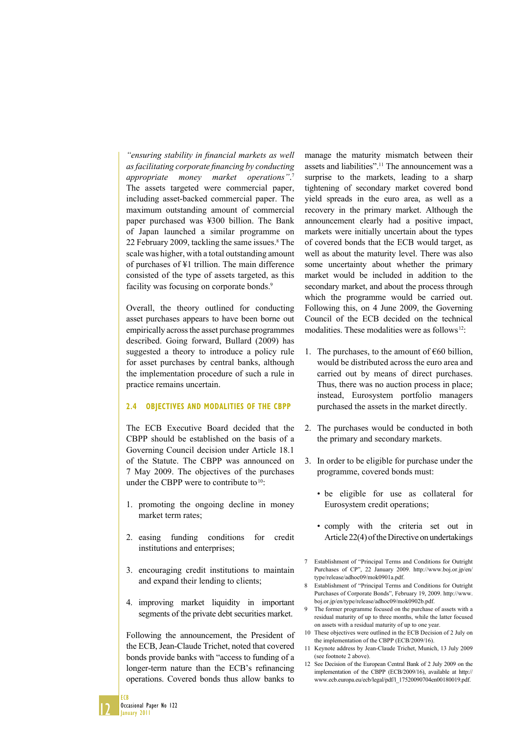*"ensuring stability in financial markets as well as facilitating corporate financing by conducting appropriate money market operations"*.[7] The assets targeted were commercial paper, including asset-backed commercial paper. The maximum outstanding amount of commercial paper purchased was ¥300 billion. The Bank of Japan launched a similar programme on 22 February 2009, tackling the same issues.[8] The scale was higher, with a total outstanding amount of purchases of ¥1 trillion. The main difference consisted of the type of assets targeted, as this facility was focusing on corporate bonds.[9]

Overall, the theory outlined for conducting asset purchases appears to have been borne out empirically across the asset purchase programmes described. Going forward, Bullard (2009) has suggested a theory to introduce a policy rule for asset purchases by central banks, although the implementation procedure of such a rule in practice remains uncertain.

### 2.4 OBJECTIVES AND MODALITIES OF THE CBPP

The ECB Executive Board decided that the CBPP should be established on the basis of a Governing Council decision under Article 18.1 of the Statute. The CBPP was announced on 7 May 2009. The objectives of the purchases under the CBPP were to contribute to[10]:

1. promoting the ongoing decline in money market term rates;

2. easing funding conditions for credit institutions and enterprises;

3. encouraging credit institutions to maintain and expand their lending to clients;

4. improving market liquidity in important segments of the private debt securities market.

Following the announcement, the President of the ECB, Jean-Claude Trichet, noted that covered bonds provide banks with "access to funding of a longer-term nature than the ECB's refinancing operations. Covered bonds thus allow banks to manage the maturity mismatch between their assets and liabilities".[11] The announcement was a surprise to the markets, leading to a sharp tightening of secondary market covered bond yield spreads in the euro area, as well as a recovery in the primary market. Although the announcement clearly had a positive impact, markets were initially uncertain about the types of covered bonds that the ECB would target, as well as about the maturity level. There was also some uncertainty about whether the primary market would be included in addition to the secondary market, and about the process through which the programme would be carried out. Following this, on 4 June 2009, the Governing Council of the ECB decided on the technical modalities. These modalities were as follows[12]:

1. The purchases, to the amount of €60 billion, would be distributed across the euro area and carried out by means of direct purchases. Thus, there was no auction process in place; instead, Eurosystem portfolio managers purchased the assets in the market directly.

2. The purchases would be conducted in both the primary and secondary markets.

3. In order to be eligible for purchase under the programme, covered bonds must:

   - be eligible for use as collateral for Eurosystem credit operations;

   - comply with the criteria set out in Article 22(4) of the Directive on undertakings

---

7 Establishment of "Principal Terms and Conditions for Outright Purchases of CP", 22 January 2009. http://www.boj.or.jp/en/type/release/adhoc09/mok0901a.pdf.

8 Establishment of "Principal Terms and Conditions for Outright Purchases of Corporate Bonds", February 19, 2009. http://www.boj.or.jp/en/type/release/adhoc09/mok0902b.pdf.

9 The former programme focused on the purchase of assets with a residual maturity of up to three months, while the latter focused on assets with a residual maturity of up to one year.

10 These objectives were outlined in the ECB Decision of 2 July on the implementation of the CBPP (ECB/2009/16).

11 Keynote address by Jean-Claude Trichet, Munich, 13 July 2009 (see footnote 2 above).

12 See Decision of the European Central Bank of 2 July 2009 on the implementation of the CBPP (ECB/2009/16), available at http://www.ecb.europa.eu/ecb/legal/pdf/l_17520090704en00180019.pdf.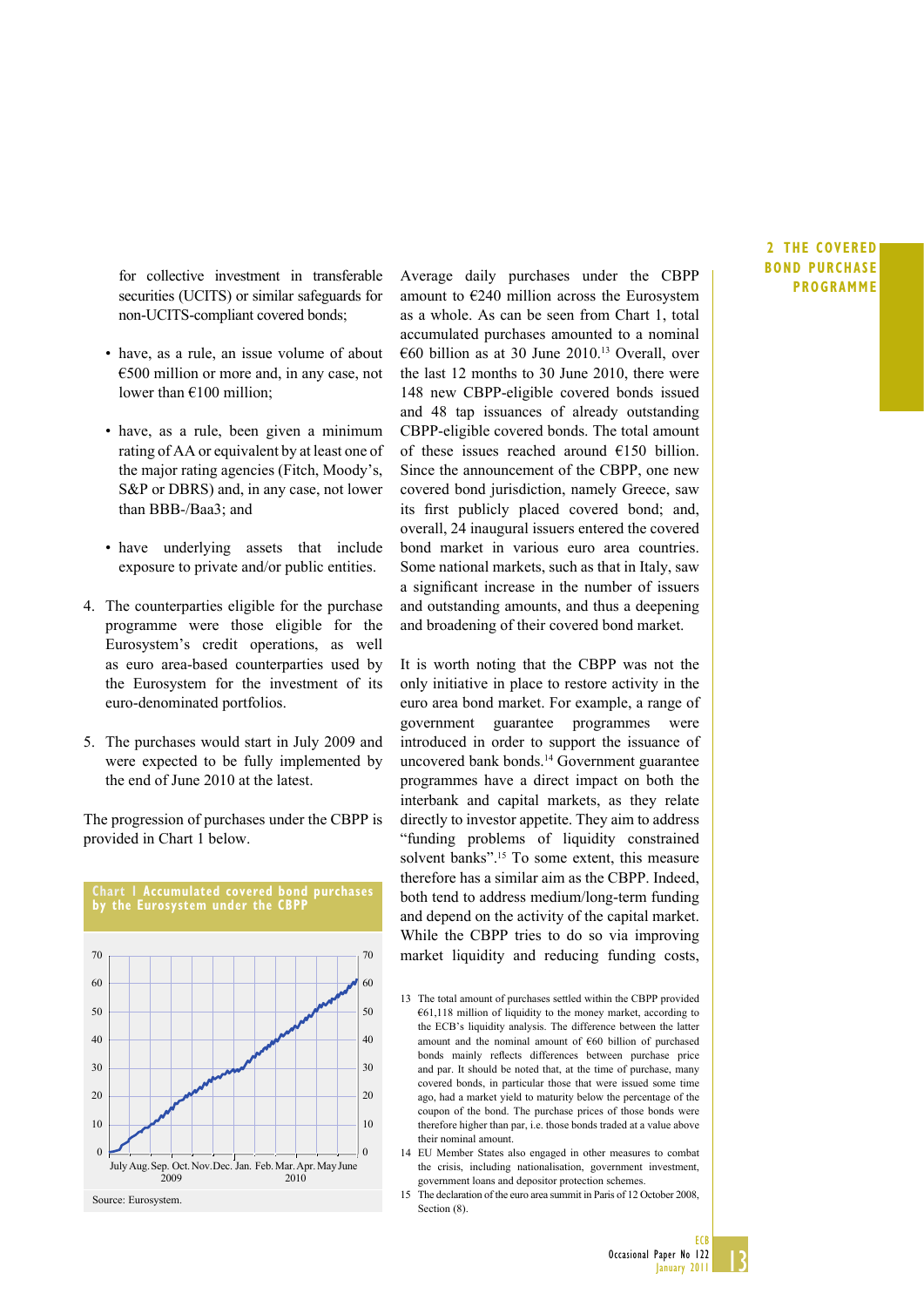for collective investment in transferable securities (UCITS) or similar safeguards for non-UCITS-compliant covered bonds;

- have, as a rule, an issue volume of about €500 million or more and, in any case, not lower than €100 million;
- have, as a rule, been given a minimum rating of AA or equivalent by at least one of the major rating agencies (Fitch, Moody's, S&P or DBRS) and, in any case, not lower than BBB-/Baa3; and
- have underlying assets that include exposure to private and/or public entities.

4. The counterparties eligible for the purchase programme were those eligible for the Eurosystem's credit operations, as well as euro area-based counterparties used by the Eurosystem for the investment of its euro-denominated portfolios.

5. The purchases would start in July 2009 and were expected to be fully implemented by the end of June 2010 at the latest.

The progression of purchases under the CBPP is provided in Chart 1 below.

**Chart 1 Accumulated covered bond purchases by the Eurosystem under the CBPP**

Source: Eurosystem.

Average daily purchases under the CBPP amount to €240 million across the Eurosystem as a whole. As can be seen from Chart 1, total accumulated purchases amounted to a nominal €60 billion as at 30 June 2010.[13] Overall, over the last 12 months to 30 June 2010, there were 148 new CBPP-eligible covered bonds issued and 48 tap issuances of already outstanding CBPP-eligible covered bonds. The total amount of these issues reached around €150 billion. Since the announcement of the CBPP, one new covered bond jurisdiction, namely Greece, saw its first publicly placed covered bond; and, overall, 24 inaugural issuers entered the covered bond market in various euro area countries. Some national markets, such as that in Italy, saw a significant increase in the number of issuers and outstanding amounts, and thus a deepening and broadening of their covered bond market.

It is worth noting that the CBPP was not the only initiative in place to restore activity in the euro area bond market. For example, a range of government guarantee programmes were introduced in order to support the issuance of uncovered bank bonds.[14] Government guarantee programmes have a direct impact on both the interbank and capital markets, as they relate directly to investor appetite. They aim to address "funding problems of liquidity constrained solvent banks".[15] To some extent, this measure therefore has a similar aim as the CBPP. Indeed, both tend to address medium/long-term funding and depend on the activity of the capital market. While the CBPP tries to do so via improving market liquidity and reducing funding costs,

13 The total amount of purchases settled within the CBPP provided €61,118 million of liquidity to the money market, according to the ECB's liquidity analysis. The difference between the latter amount and the nominal amount of €60 billion of purchased bonds mainly reflects differences between purchase price and par. It should be noted that, at the time of purchase, many covered bonds, in particular those that were issued some time ago, had a market yield to maturity below the percentage of the coupon of the bond. The purchase prices of those bonds were therefore higher than par, i.e. those bonds traded at a value above their nominal amount.

14 EU Member States also engaged in other measures to combat the crisis, including nationalisation, government investment, government loans and depositor protection schemes.

15 The declaration of the euro area summit in Paris of 12 October 2008, Section (8).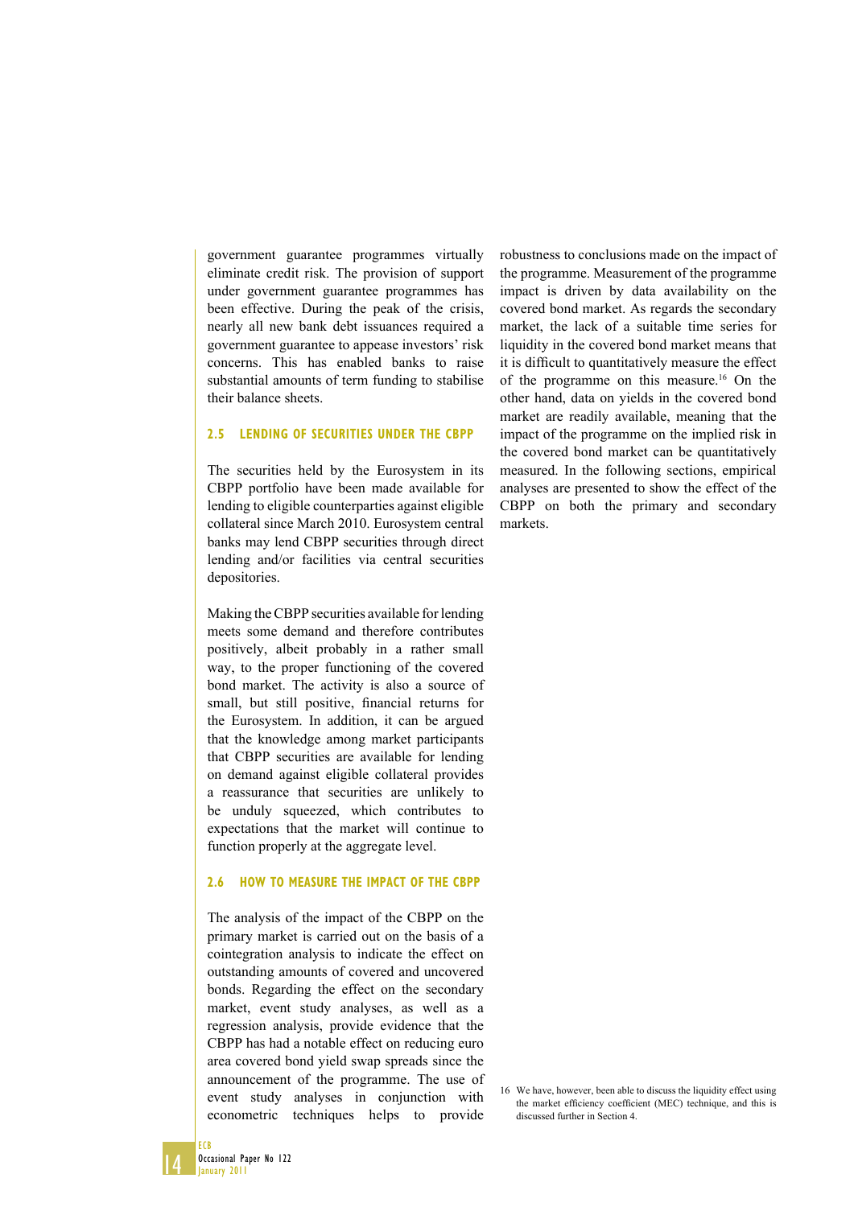government guarantee programmes virtually eliminate credit risk. The provision of support under government guarantee programmes has been effective. During the peak of the crisis, nearly all new bank debt issuances required a government guarantee to appease investors' risk concerns. This has enabled banks to raise substantial amounts of term funding to stabilise their balance sheets.

### 2.5 LENDING OF SECURITIES UNDER THE CBPP

The securities held by the Eurosystem in its CBPP portfolio have been made available for lending to eligible counterparties against eligible collateral since March 2010. Eurosystem central banks may lend CBPP securities through direct lending and/or facilities via central securities depositories.

Making the CBPP securities available for lending meets some demand and therefore contributes positively, albeit probably in a rather small way, to the proper functioning of the covered bond market. The activity is also a source of small, but still positive, financial returns for the Eurosystem. In addition, it can be argued that the knowledge among market participants that CBPP securities are available for lending on demand against eligible collateral provides a reassurance that securities are unlikely to be unduly squeezed, which contributes to expectations that the market will continue to function properly at the aggregate level.

### 2.6 HOW TO MEASURE THE IMPACT OF THE CBPP

The analysis of the impact of the CBPP on the primary market is carried out on the basis of a cointegration analysis to indicate the effect on outstanding amounts of covered and uncovered bonds. Regarding the effect on the secondary market, event study analyses, as well as a regression analysis, provide evidence that the CBPP has had a notable effect on reducing euro area covered bond yield swap spreads since the announcement of the programme. The use of event study analyses in conjunction with econometric techniques helps to provide robustness to conclusions made on the impact of the programme. Measurement of the programme impact is driven by data availability on the covered bond market. As regards the secondary market, the lack of a suitable time series for liquidity in the covered bond market means that it is difficult to quantitatively measure the effect of the programme on this measure.[16] On the other hand, data on yields in the covered bond market are readily available, meaning that the impact of the programme on the implied risk in the covered bond market can be quantitatively measured. In the following sections, empirical analyses are presented to show the effect of the CBPP on both the primary and secondary markets.

16 We have, however, been able to discuss the liquidity effect using the market efficiency coefficient (MEC) technique, and this is discussed further in Section 4.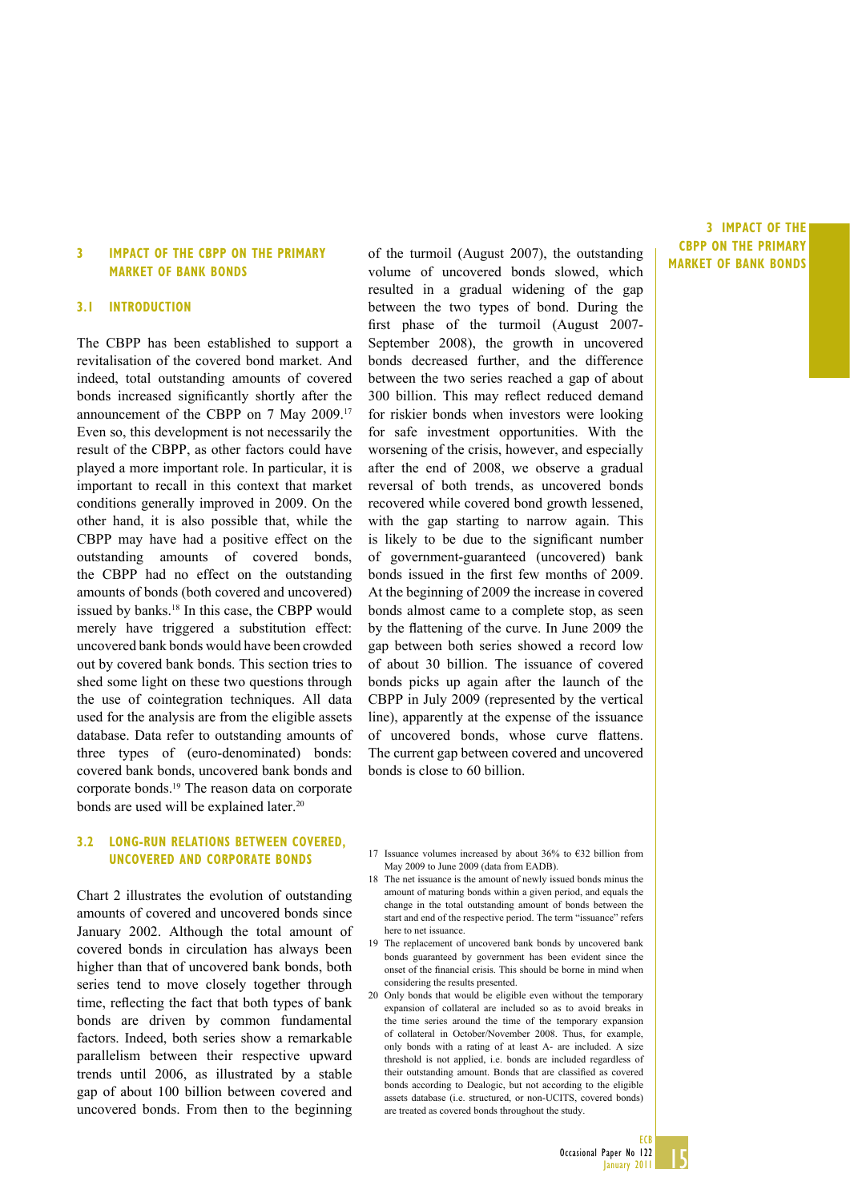## 3 IMPACT OF THE CBPP ON THE PRIMARY MARKET OF BANK BONDS

### 3.1 INTRODUCTION

The CBPP has been established to support a revitalisation of the covered bond market. And indeed, total outstanding amounts of covered bonds increased significantly shortly after the announcement of the CBPP on 7 May 2009.[17] Even so, this development is not necessarily the result of the CBPP, as other factors could have played a more important role. In particular, it is important to recall in this context that market conditions generally improved in 2009. On the other hand, it is also possible that, while the CBPP may have had a positive effect on the outstanding amounts of covered bonds, the CBPP had no effect on the outstanding amounts of bonds (both covered and uncovered) issued by banks.[18] In this case, the CBPP would merely have triggered a substitution effect: uncovered bank bonds would have been crowded out by covered bank bonds. This section tries to shed some light on these two questions through the use of cointegration techniques. All data used for the analysis are from the eligible assets database. Data refer to outstanding amounts of three types of (euro-denominated) bonds: covered bank bonds, uncovered bank bonds and corporate bonds.[19] The reason data on corporate bonds are used will be explained later.[20]

### 3.2 LONG-RUN RELATIONS BETWEEN COVERED, UNCOVERED AND CORPORATE BONDS

Chart 2 illustrates the evolution of outstanding amounts of covered and uncovered bonds since January 2002. Although the total amount of covered bonds in circulation has always been higher than that of uncovered bank bonds, both series tend to move closely together through time, reflecting the fact that both types of bank bonds are driven by common fundamental factors. Indeed, both series show a remarkable parallelism between their respective upward trends until 2006, as illustrated by a stable gap of about 100 billion between covered and uncovered bonds. From then to the beginning of the turmoil (August 2007), the outstanding volume of uncovered bonds slowed, which resulted in a gradual widening of the gap between the two types of bond. During the first phase of the turmoil (August 2007-September 2008), the growth in uncovered bonds decreased further, and the difference between the two series reached a gap of about 300 billion. This may reflect reduced demand for riskier bonds when investors were looking for safe investment opportunities. With the worsening of the crisis, however, and especially after the end of 2008, we observe a gradual reversal of both trends, as uncovered bonds recovered while covered bond growth lessened, with the gap starting to narrow again. This is likely to be due to the significant number of government-guaranteed (uncovered) bank bonds issued in the first few months of 2009. At the beginning of 2009 the increase in covered bonds almost came to a complete stop, as seen by the flattening of the curve. In June 2009 the gap between both series showed a record low of about 30 billion. The issuance of covered bonds picks up again after the launch of the CBPP in July 2009 (represented by the vertical line), apparently at the expense of the issuance of uncovered bonds, whose curve flattens. The current gap between covered and uncovered bonds is close to 60 billion.

---

17 Issuance volumes increased by about 36% to €32 billion from May 2009 to June 2009 (data from EADB).

18 The net issuance is the amount of newly issued bonds minus the amount of maturing bonds within a given period, and equals the change in the total outstanding amount of bonds between the start and end of the respective period. The term "issuance" refers here to net issuance.

19 The replacement of uncovered bank bonds by uncovered bank bonds guaranteed by government has been evident since the onset of the financial crisis. This should be borne in mind when considering the results presented.

20 Only bonds that would be eligible even without the temporary expansion of collateral are included so as to avoid breaks in the time series around the time of the temporary expansion of collateral in October/November 2008. Thus, for example, only bonds with a rating of at least A- are included. A size threshold is not applied, i.e. bonds are included regardless of their outstanding amount. Bonds that are classified as covered bonds according to Dealogic, but not according to the eligible assets database (i.e. structured, or non-UCITS, covered bonds) are treated as covered bonds throughout the study.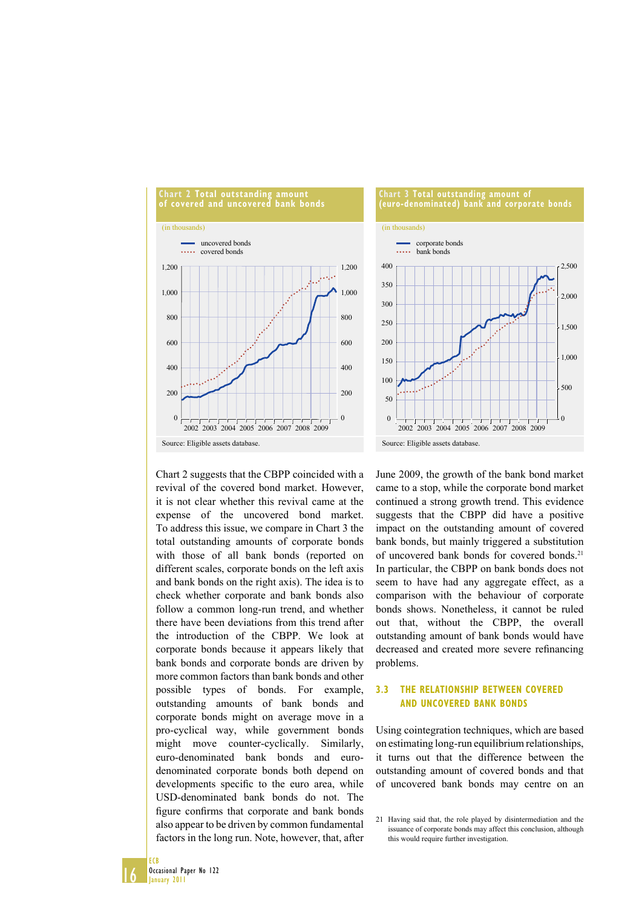**Chart 2 Total outstanding amount of covered and uncovered bank bonds**

(in thousands)

Source: Eligible assets database.

**Chart 3 Total outstanding amount of (euro-denominated) bank and corporate bonds**

(in thousands)

Source: Eligible assets database.

Chart 2 suggests that the CBPP coincided with a revival of the covered bond market. However, it is not clear whether this revival came at the expense of the uncovered bond market. To address this issue, we compare in Chart 3 the total outstanding amounts of corporate bonds with those of all bank bonds (reported on different scales, corporate bonds on the left axis and bank bonds on the right axis). The idea is to check whether corporate and bank bonds also follow a common long-run trend, and whether there have been deviations from this trend after the introduction of the CBPP. We look at corporate bonds because it appears likely that bank bonds and corporate bonds are driven by more common factors than bank bonds and other possible types of bonds. For example, outstanding amounts of bank bonds and corporate bonds might on average move in a pro-cyclical way, while government bonds might move counter-cyclically. Similarly, euro-denominated bank bonds and euro-denominated corporate bonds both depend on developments specific to the euro area, while USD-denominated bank bonds do not. The figure confirms that corporate and bank bonds also appear to be driven by common fundamental factors in the long run. Note, however, that, after June 2009, the growth of the bank bond market came to a stop, while the corporate bond market continued a strong growth trend. This evidence suggests that the CBPP did have a positive impact on the outstanding amount of covered bank bonds, but mainly triggered a substitution of uncovered bank bonds for covered bonds.[21] In particular, the CBPP on bank bonds does not seem to have had any aggregate effect, as a comparison with the behaviour of corporate bonds shows. Nonetheless, it cannot be ruled out that, without the CBPP, the overall outstanding amount of bank bonds would have decreased and created more severe refinancing problems.

## 3.3 THE RELATIONSHIP BETWEEN COVERED AND UNCOVERED BANK BONDS

Using cointegration techniques, which are based on estimating long-run equilibrium relationships, it turns out that the difference between the outstanding amount of covered bonds and that of uncovered bank bonds may centre on an

21 Having said that, the role played by disintermediation and the issuance of corporate bonds may affect this conclusion, although this would require further investigation.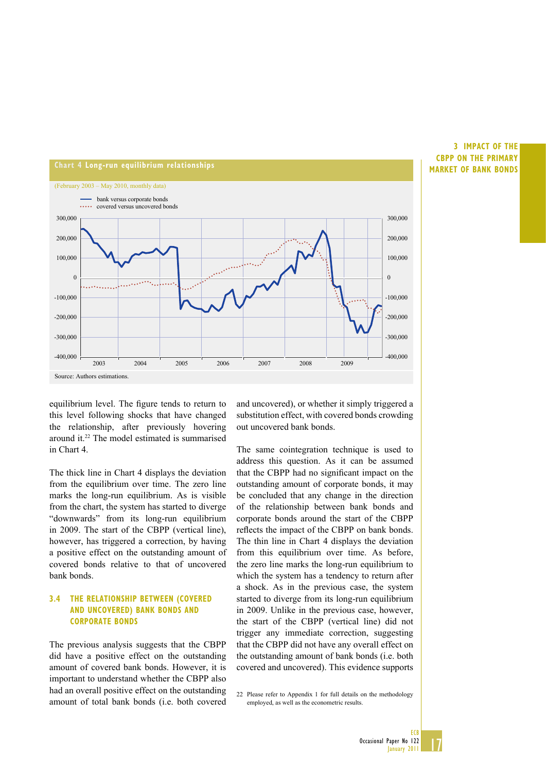**Chart 4 Long-run equilibrium relationships**

(February 2003 – May 2010, monthly data)

Source: Authors estimations.

equilibrium level. The figure tends to return to this level following shocks that have changed the relationship, after previously hovering around it.[22] The model estimated is summarised in Chart 4.

The thick line in Chart 4 displays the deviation from the equilibrium over time. The zero line marks the long-run equilibrium. As is visible from the chart, the system has started to diverge "downwards" from its long-run equilibrium in 2009. The start of the CBPP (vertical line), however, has triggered a correction, by having a positive effect on the outstanding amount of covered bonds relative to that of uncovered bank bonds.

### 3.4 THE RELATIONSHIP BETWEEN (COVERED AND UNCOVERED) BANK BONDS AND CORPORATE BONDS

The previous analysis suggests that the CBPP did have a positive effect on the outstanding amount of covered bank bonds. However, it is important to understand whether the CBPP also had an overall positive effect on the outstanding amount of total bank bonds (i.e. both covered and uncovered), or whether it simply triggered a substitution effect, with covered bonds crowding out uncovered bank bonds.

The same cointegration technique is used to address this question. As it can be assumed that the CBPP had no significant impact on the outstanding amount of corporate bonds, it may be concluded that any change in the direction of the relationship between bank bonds and corporate bonds around the start of the CBPP reflects the impact of the CBPP on bank bonds. The thin line in Chart 4 displays the deviation from this equilibrium over time. As before, the zero line marks the long-run equilibrium to which the system has a tendency to return after a shock. As in the previous case, the system started to diverge from its long-run equilibrium in 2009. Unlike in the previous case, however, the start of the CBPP (vertical line) did not trigger any immediate correction, suggesting that the CBPP did not have any overall effect on the outstanding amount of bank bonds (i.e. both covered and uncovered). This evidence supports

22 Please refer to Appendix 1 for full details on the methodology employed, as well as the econometric results.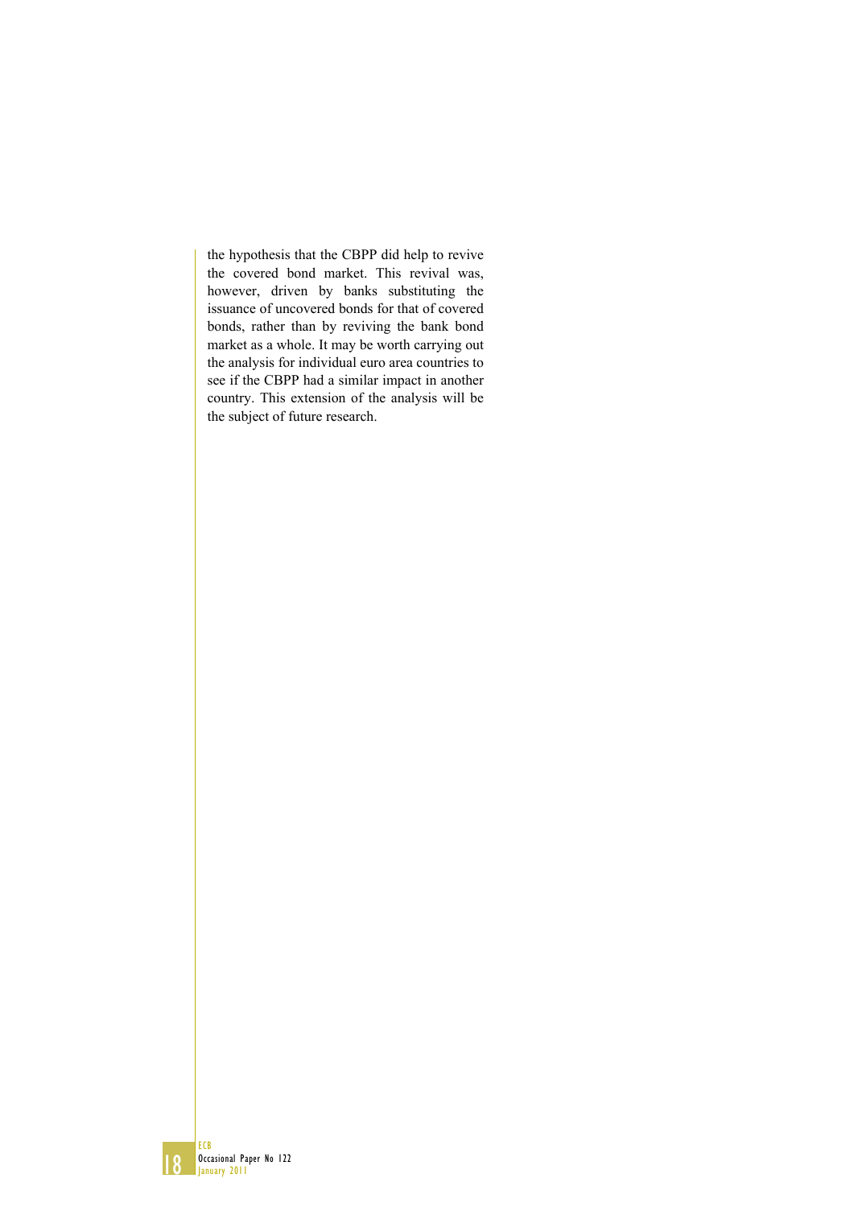the hypothesis that the CBPP did help to revive the covered bond market. This revival was, however, driven by banks substituting the issuance of uncovered bonds for that of covered bonds, rather than by reviving the bank bond market as a whole. It may be worth carrying out the analysis for individual euro area countries to see if the CBPP had a similar impact in another country. This extension of the analysis will be the subject of future research.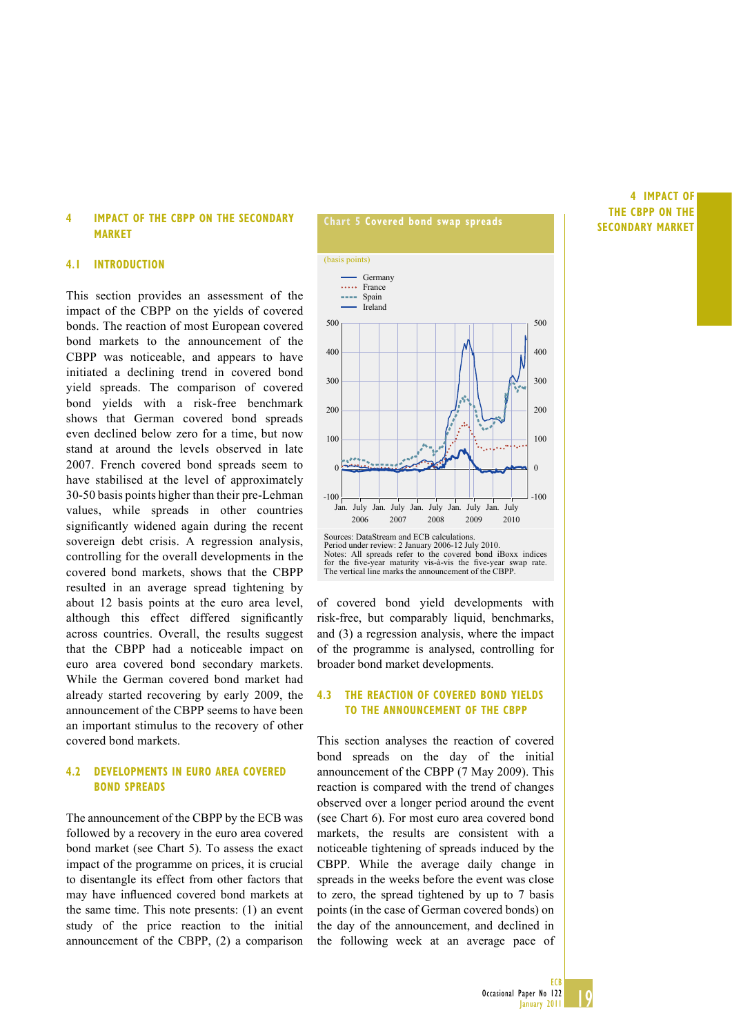# 4 IMPACT OF THE CBPP ON THE SECONDARY MARKET

## 4.1 INTRODUCTION

This section provides an assessment of the impact of the CBPP on the yields of covered bonds. The reaction of most European covered bond markets to the announcement of the CBPP was noticeable, and appears to have initiated a declining trend in covered bond yield spreads. The comparison of covered bond yields with a risk-free benchmark shows that German covered bond spreads even declined below zero for a time, but now stand at around the levels observed in late 2007. French covered bond spreads seem to have stabilised at the level of approximately 30-50 basis points higher than their pre-Lehman values, while spreads in other countries significantly widened again during the recent sovereign debt crisis. A regression analysis, controlling for the overall developments in the covered bond markets, shows that the CBPP resulted in an average spread tightening by about 12 basis points at the euro area level, although this effect differed significantly across countries. Overall, the results suggest that the CBPP had a noticeable impact on euro area covered bond secondary markets. While the German covered bond market had already started recovering by early 2009, the announcement of the CBPP seems to have been an important stimulus to the recovery of other covered bond markets.

## 4.2 DEVELOPMENTS IN EURO AREA COVERED BOND SPREADS

The announcement of the CBPP by the ECB was followed by a recovery in the euro area covered bond market (see Chart 5). To assess the exact impact of the programme on prices, it is crucial to disentangle its effect from other factors that may have influenced covered bond markets at the same time. This note presents: (1) an event study of the price reaction to the initial announcement of the CBPP, (2) a comparison of covered bond yield developments with risk-free, but comparably liquid, benchmarks, and (3) a regression analysis, where the impact of the programme is analysed, controlling for broader bond market developments.

**Chart 5 Covered bond swap spreads**

(basis points)

Germany, France, Spain, Ireland

Sources: DataStream and ECB calculations.
Period under review: 2 January 2006-12 July 2010.
Notes: All spreads refer to the covered bond iBoxx indices for the five-year maturity vis-à-vis the five-year swap rate. The vertical line marks the announcement of the CBPP.

## 4.3 THE REACTION OF COVERED BOND YIELDS TO THE ANNOUNCEMENT OF THE CBPP

This section analyses the reaction of covered bond spreads on the day of the initial announcement of the CBPP (7 May 2009). This reaction is compared with the trend of changes observed over a longer period around the event (see Chart 6). For most euro area covered bond markets, the results are consistent with a noticeable tightening of spreads induced by the CBPP. While the average daily change in spreads in the weeks before the event was close to zero, the spread tightened by up to 7 basis points (in the case of German covered bonds) on the day of the announcement, and declined in the following week at an average pace of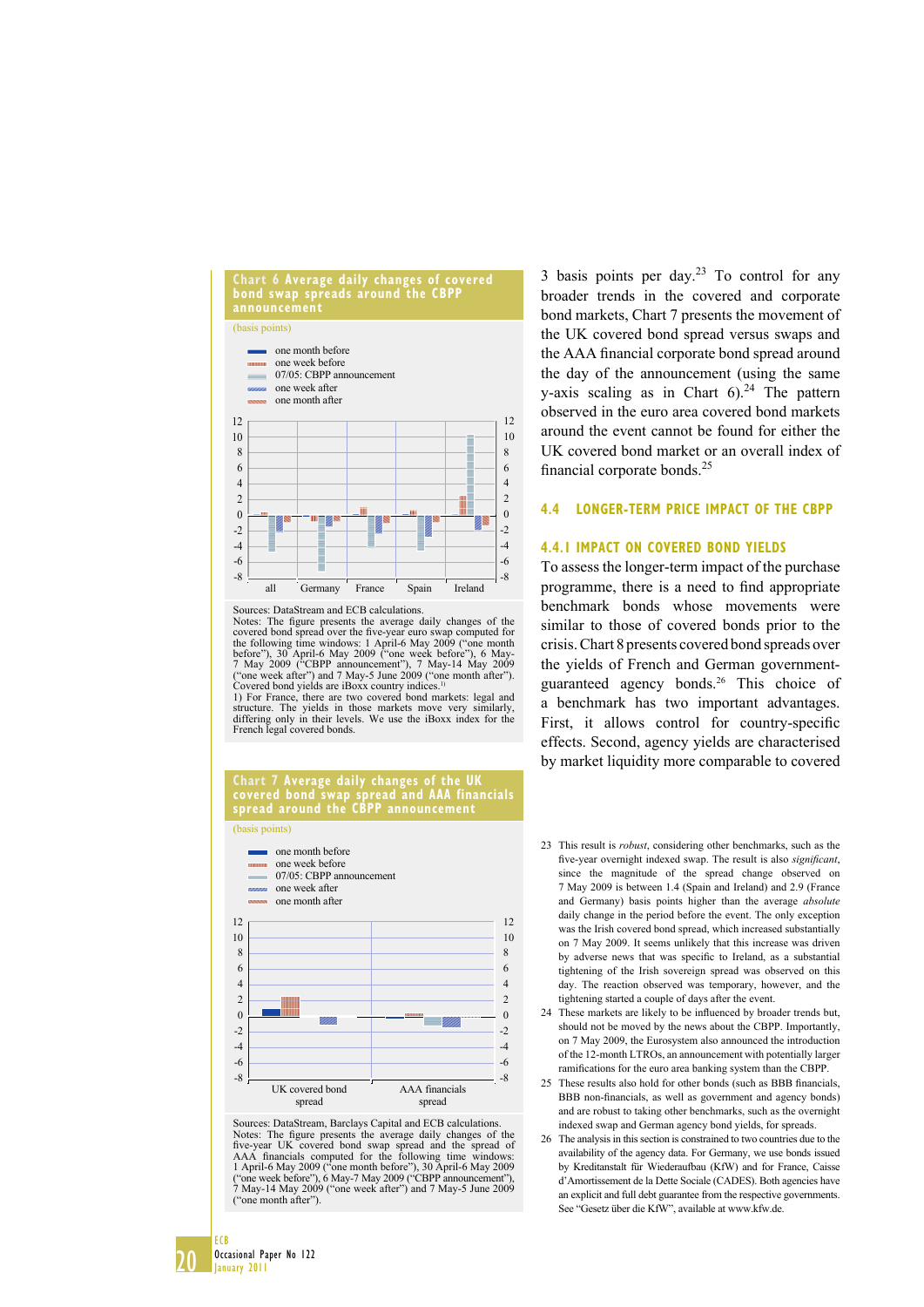**Chart 6 Average daily changes of covered bond swap spreads around the CBPP announcement**

(basis points)

- one month before
- one week before
- 07/05: CBPP announcement
- one week after
- one month after

Sources: DataStream and ECB calculations.
Notes: The figure presents the average daily changes of the covered bond spread over the five-year euro swap computed for the following time windows: 1 April-6 May 2009 ("one month before"), 30 April-6 May 2009 ("one week before"), 6 May-7 May 2009 ("CBPP announcement"), 7 May-14 May 2009 ("one week after") and 7 May-5 June 2009 ("one month after"). Covered bond yields are iBoxx country indices.[1)]
1) For France, there are two covered bond markets: legal and structure. The yields in those markets move very similarly, differing only in their levels. We use the iBoxx index for the French legal covered bonds.

**Chart 7 Average daily changes of the UK covered bond swap spread and AAA financials spread around the CBPP announcement**

(basis points)

- one month before
- one week before
- 07/05: CBPP announcement
- one week after
- one month after

Sources: DataStream, Barclays Capital and ECB calculations.
Notes: The figure presents the average daily changes of the five-year UK covered bond swap spread and the spread of AAA financials computed for the following time windows: 1 April-6 May 2009 ("one month before"), 30 April-6 May 2009 ("one week before"), 6 May-7 May 2009 ("CBPP announcement"), 7 May-14 May 2009 ("one week after") and 7 May-5 June 2009 ("one month after").

3 basis points per day.[23] To control for any broader trends in the covered and corporate bond markets, Chart 7 presents the movement of the UK covered bond spread versus swaps and the AAA financial corporate bond spread around the day of the announcement (using the same y-axis scaling as in Chart 6).[24] The pattern observed in the euro area covered bond markets around the event cannot be found for either the UK covered bond market or an overall index of financial corporate bonds.[25]

## 4.4 LONGER-TERM PRICE IMPACT OF THE CBPP

### 4.4.1 IMPACT ON COVERED BOND YIELDS

To assess the longer-term impact of the purchase programme, there is a need to find appropriate benchmark bonds whose movements were similar to those of covered bonds prior to the crisis. Chart 8 presents covered bond spreads over the yields of French and German government-guaranteed agency bonds.[26] This choice of a benchmark has two important advantages. First, it allows control for country-specific effects. Second, agency yields are characterised by market liquidity more comparable to covered

23 This result is *robust*, considering other benchmarks, such as the five-year overnight indexed swap. The result is also *significant*, since the magnitude of the spread change observed on 7 May 2009 is between 1.4 (Spain and Ireland) and 2.9 (France and Germany) basis points higher than the average *absolute* daily change in the period before the event. The only exception was the Irish covered bond spread, which increased substantially on 7 May 2009. It seems unlikely that this increase was driven by adverse news that was specific to Ireland, as a substantial tightening of the Irish sovereign spread was observed on this day. The reaction observed was temporary, however, and the tightening started a couple of days after the event.

24 These markets are likely to be influenced by broader trends but, should not be moved by the news about the CBPP. Importantly, on 7 May 2009, the Eurosystem also announced the introduction of the 12-month LTROs, an announcement with potentially larger ramifications for the euro area banking system than the CBPP.

25 These results also hold for other bonds (such as BBB financials, BBB non-financials, as well as government and agency bonds) and are robust to taking other benchmarks, such as the overnight indexed swap and German agency bond yields, for spreads.

26 The analysis in this section is constrained to two countries due to the availability of the agency data. For Germany, we use bonds issued by Kreditanstalt für Wiederaufbau (KfW) and for France, Caisse d'Amortissement de la Dette Sociale (CADES). Both agencies have an explicit and full debt guarantee from the respective governments. See "Gesetz über die KfW", available at www.kfw.de.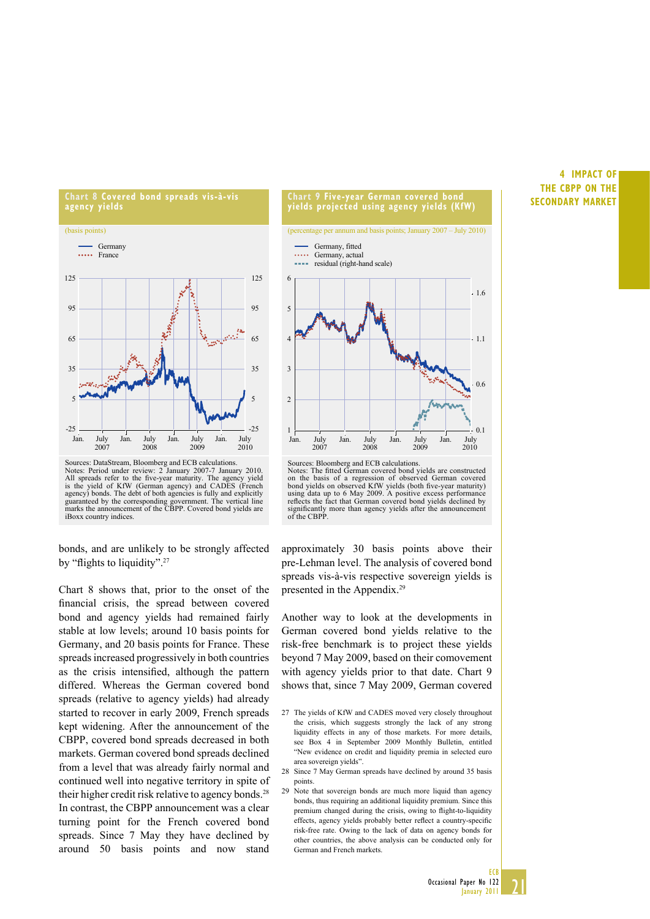**Chart 8 Covered bond spreads vis-à-vis agency yields**

(basis points)

Sources: DataStream, Bloomberg and ECB calculations.
Notes: Period under review: 2 January 2007-7 January 2010. All spreads refer to the five-year maturity. The agency yield is the yield of KfW (German agency) and CADES (French agency) bonds. The debt of both agencies is fully and explicitly guaranteed by the corresponding government. The vertical line marks the announcement of the CBPP. Covered bond yields are iBoxx country indices.

**Chart 9 Five-year German covered bond yields projected using agency yields (KfW)**

(percentage per annum and basis points; January 2007 – July 2010)

Sources: Bloomberg and ECB calculations.
Notes: The fitted German covered bond yields are constructed on the basis of a regression of observed German covered bond yields on observed KfW yields (both five-year maturity) using data up to 6 May 2009. A positive excess performance reflects the fact that German covered bonds yields declined by significantly more than agency yields after the announcement of the CBPP.

bonds, and are unlikely to be strongly affected by "flights to liquidity".[27]

Chart 8 shows that, prior to the onset of the financial crisis, the spread between covered bond and agency yields had remained fairly stable at low levels; around 10 basis points for Germany, and 20 basis points for France. These spreads increased progressively in both countries as the crisis intensified, although the pattern differed. Whereas the German covered bond spreads (relative to agency yields) had already started to recover in early 2009, French spreads kept widening. After the announcement of the CBPP, covered bond spreads decreased in both markets. German covered bond spreads declined from a level that was already fairly normal and continued well into negative territory in spite of their higher credit risk relative to agency bonds.[28] In contrast, the CBPP announcement was a clear turning point for the French covered bond spreads. Since 7 May they have declined by around 50 basis points and now stand approximately 30 basis points above their pre-Lehman level. The analysis of covered bond spreads vis-à-vis respective sovereign yields is presented in the Appendix.[29]

Another way to look at the developments in German covered bond yields relative to the risk-free benchmark is to project these yields beyond 7 May 2009, based on their comovement with agency yields prior to that date. Chart 9 shows that, since 7 May 2009, German covered

27 The yields of KfW and CADES moved very closely throughout the crisis, which suggests strongly the lack of any strong liquidity effects in any of those markets. For more details, see Box 4 in September 2009 Monthly Bulletin, entitled "New evidence on credit and liquidity premia in selected euro area sovereign yields".

28 Since 7 May German spreads have declined by around 35 basis points.

29 Note that sovereign bonds are much more liquid than agency bonds, thus requiring an additional liquidity premium. Since this premium changed during the crisis, owing to flight-to-liquidity effects, agency yields probably better reflect a country-specific risk-free rate. Owing to the lack of data on agency bonds for other countries, the above analysis can be conducted only for German and French markets.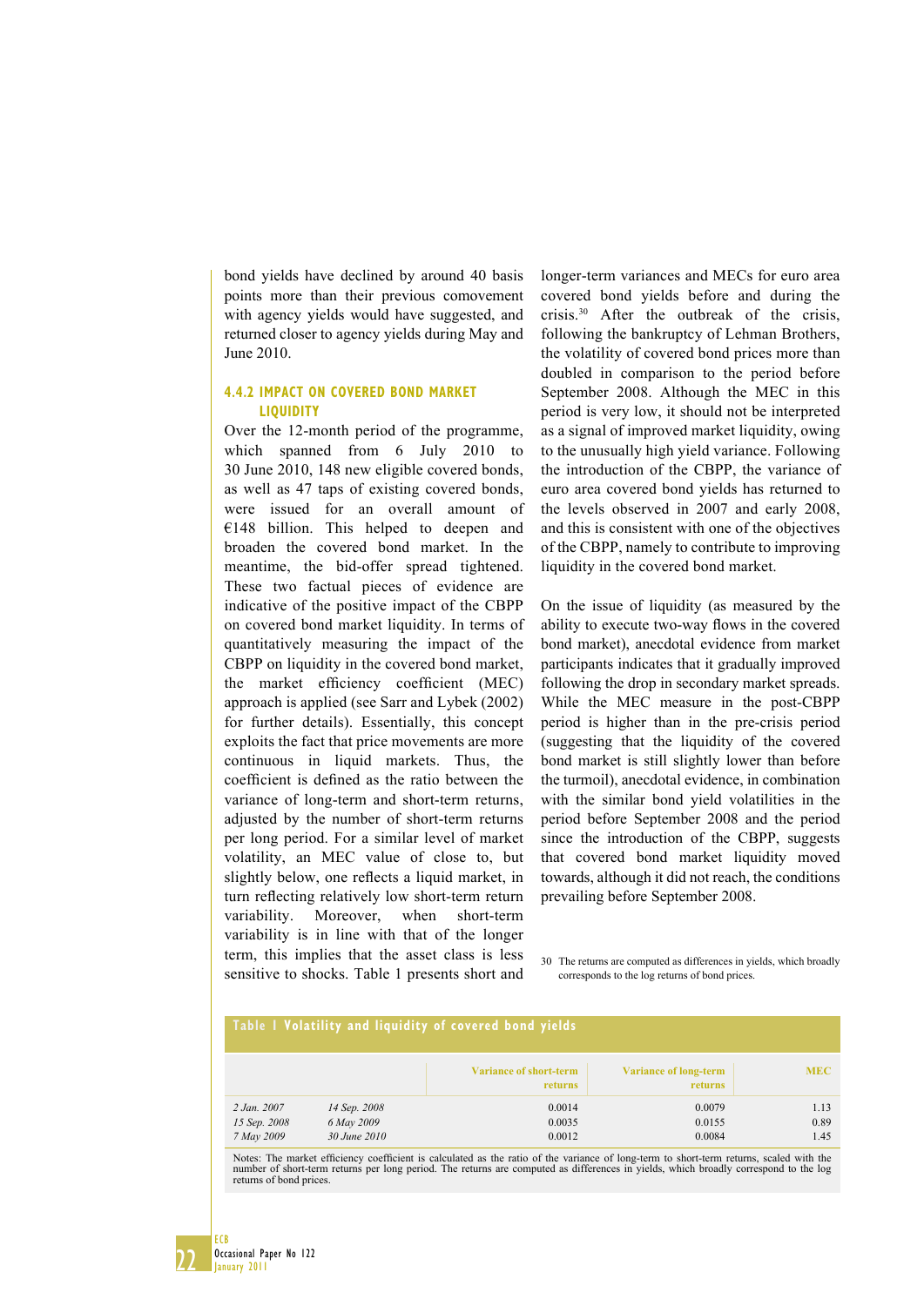bond yields have declined by around 40 basis points more than their previous comovement with agency yields would have suggested, and returned closer to agency yields during May and June 2010.

### 4.4.2 IMPACT ON COVERED BOND MARKET LIQUIDITY

Over the 12-month period of the programme, which spanned from 6 July 2010 to 30 June 2010, 148 new eligible covered bonds, as well as 47 taps of existing covered bonds, were issued for an overall amount of €148 billion. This helped to deepen and broaden the covered bond market. In the meantime, the bid-offer spread tightened. These two factual pieces of evidence are indicative of the positive impact of the CBPP on covered bond market liquidity. In terms of quantitatively measuring the impact of the CBPP on liquidity in the covered bond market, the market efficiency coefficient (MEC) approach is applied (see Sarr and Lybek (2002) for further details). Essentially, this concept exploits the fact that price movements are more continuous in liquid markets. Thus, the coefficient is defined as the ratio between the variance of long-term and short-term returns, adjusted by the number of short-term returns per long period. For a similar level of market volatility, an MEC value of close to, but slightly below, one reflects a liquid market, in turn reflecting relatively low short-term return variability. Moreover, when short-term variability is in line with that of the longer term, this implies that the asset class is less sensitive to shocks. Table 1 presents short and longer-term variances and MECs for euro area covered bond yields before and during the crisis.[30] After the outbreak of the crisis, following the bankruptcy of Lehman Brothers, the volatility of covered bond prices more than doubled in comparison to the period before September 2008. Although the MEC in this period is very low, it should not be interpreted as a signal of improved market liquidity, owing to the unusually high yield variance. Following the introduction of the CBPP, the variance of euro area covered bond yields has returned to the levels observed in 2007 and early 2008, and this is consistent with one of the objectives of the CBPP, namely to contribute to improving liquidity in the covered bond market.

On the issue of liquidity (as measured by the ability to execute two-way flows in the covered bond market), anecdotal evidence from market participants indicates that it gradually improved following the drop in secondary market spreads. While the MEC measure in the post-CBPP period is higher than in the pre-crisis period (suggesting that the liquidity of the covered bond market is still slightly lower than before the turmoil), anecdotal evidence, in combination with the similar bond yield volatilities in the period before September 2008 and the period since the introduction of the CBPP, suggests that covered bond market liquidity moved towards, although it did not reach, the conditions prevailing before September 2008.

30 The returns are computed as differences in yields, which broadly corresponds to the log returns of bond prices.

**Table 1 Volatility and liquidity of covered bond yields**

| | | Variance of short-term returns | Variance of long-term returns | MEC |
|---|---|---|---|---|
| *2 Jan. 2007* | *14 Sep. 2008* | 0.0014 | 0.0079 | 1.13 |
| *15 Sep. 2008* | *6 May 2009* | 0.0035 | 0.0155 | 0.89 |
| *7 May 2009* | *30 June 2010* | 0.0012 | 0.0084 | 1.45 |

Notes: The market efficiency coefficient is calculated as the ratio of the variance of long-term to short-term returns, scaled with the number of short-term returns per long period. The returns are computed as differences in yields, which broadly correspond to the log returns of bond prices.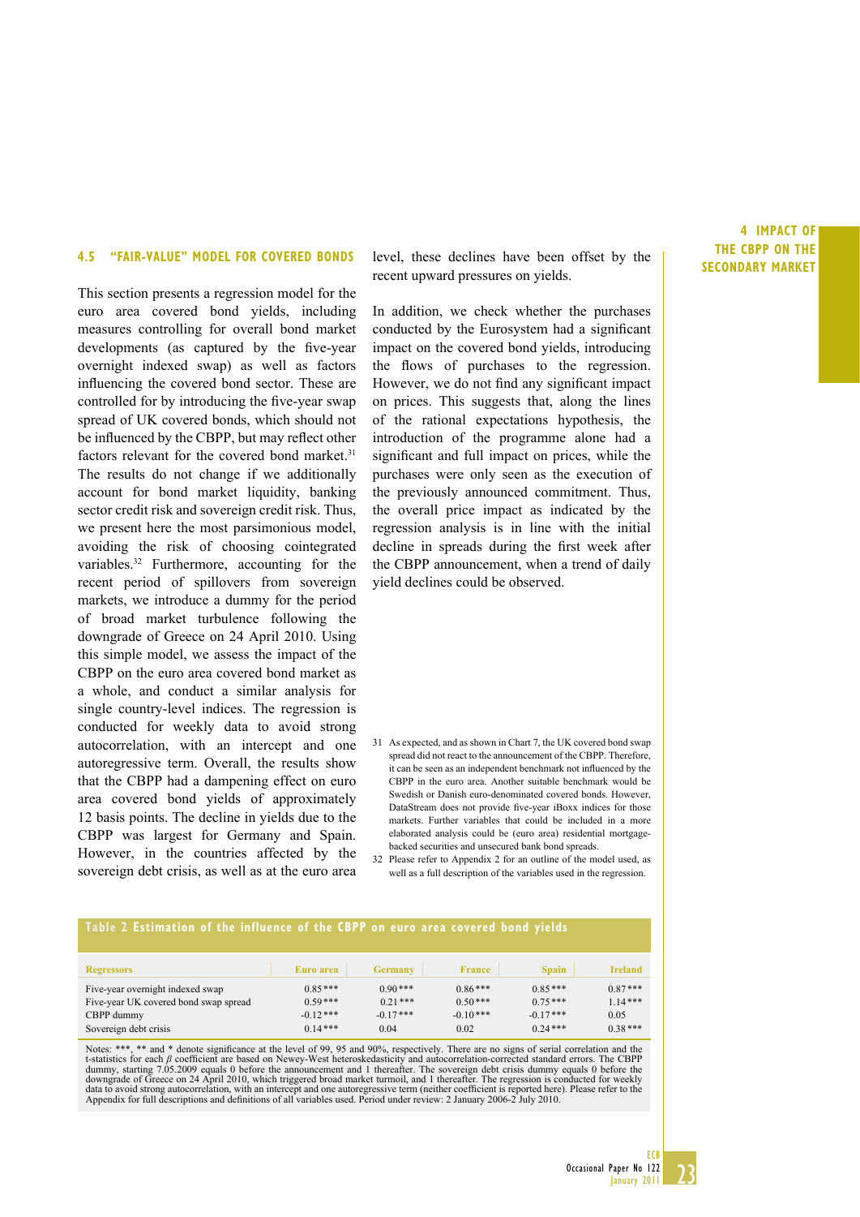### 4.5 "FAIR-VALUE" MODEL FOR COVERED BONDS

This section presents a regression model for the euro area covered bond yields, including measures controlling for overall bond market developments (as captured by the five-year overnight indexed swap) as well as factors influencing the covered bond sector. These are controlled for by introducing the five-year swap spread of UK covered bonds, which should not be influenced by the CBPP, but may reflect other factors relevant for the covered bond market.[31] The results do not change if we additionally account for bond market liquidity, banking sector credit risk and sovereign credit risk. Thus, we present here the most parsimonious model, avoiding the risk of choosing cointegrated variables.[32] Furthermore, accounting for the recent period of spillovers from sovereign markets, we introduce a dummy for the period of broad market turbulence following the downgrade of Greece on 24 April 2010. Using this simple model, we assess the impact of the CBPP on the euro area covered bond market as a whole, and conduct a similar analysis for single country-level indices. The regression is conducted for weekly data to avoid strong autocorrelation, with an intercept and one autoregressive term. Overall, the results show that the CBPP had a dampening effect on euro area covered bond yields of approximately 12 basis points. The decline in yields due to the CBPP was largest for Germany and Spain. However, in the countries affected by the sovereign debt crisis, as well as at the euro area level, these declines have been offset by the recent upward pressures on yields.

In addition, we check whether the purchases conducted by the Eurosystem had a significant impact on the covered bond yields, introducing the flows of purchases to the regression. However, we do not find any significant impact on prices. This suggests that, along the lines of the rational expectations hypothesis, the introduction of the programme alone had a significant and full impact on prices, while the purchases were only seen as the execution of the previously announced commitment. Thus, the overall price impact as indicated by the regression analysis is in line with the initial decline in spreads during the first week after the CBPP announcement, when a trend of daily yield declines could be observed.

[31] As expected, and as shown in Chart 7, the UK covered bond swap spread did not react to the announcement of the CBPP. Therefore, it can be seen as an independent benchmark not influenced by the CBPP in the euro area. Another suitable benchmark would be Swedish or Danish euro-denominated covered bonds. However, DataStream does not provide five-year iBoxx indices for those markets. Further variables that could be included in a more elaborated analysis could be (euro area) residential mortgage-backed securities and unsecured bank bond spreads.

[32] Please refer to Appendix 2 for an outline of the model used, as well as a full description of the variables used in the regression.

**Table 2 Estimation of the influence of the CBPP on euro area covered bond yields**

| Regressors | Euro area | Germany | France | Spain | Ireland |
|---|---|---|---|---|---|
| Five-year overnight indexed swap | 0.85*** | 0.90*** | 0.86*** | 0.85*** | 0.87*** |
| Five-year UK covered bond swap spread | 0.59*** | 0.21*** | 0.50*** | 0.75*** | 1.14*** |
| CBPP dummy | -0.12*** | -0.17*** | -0.10*** | -0.17*** | 0.05 |
| Sovereign debt crisis | 0.14*** | 0.04 | 0.02 | 0.24*** | 0.38*** |

Notes: ***, ** and * denote significance at the level of 99, 95 and 90%, respectively. There are no signs of serial correlation and the t-statistics for each $\beta$ coefficient are based on Newey-West heteroskedasticity and autocorrelation-corrected standard errors. The CBPP dummy, starting 7.05.2009 equals 0 before the announcement and 1 thereafter. The sovereign debt crisis dummy equals 0 before the downgrade of Greece on 24 April 2010, which triggered broad market turmoil, and 1 thereafter. The regression is conducted for weekly data to avoid strong autocorrelation, with an intercept and one autoregressive term (neither coefficient is reported here). Please refer to the Appendix for full descriptions and definitions of all variables used. Period under review: 2 January 2006-2 July 2010.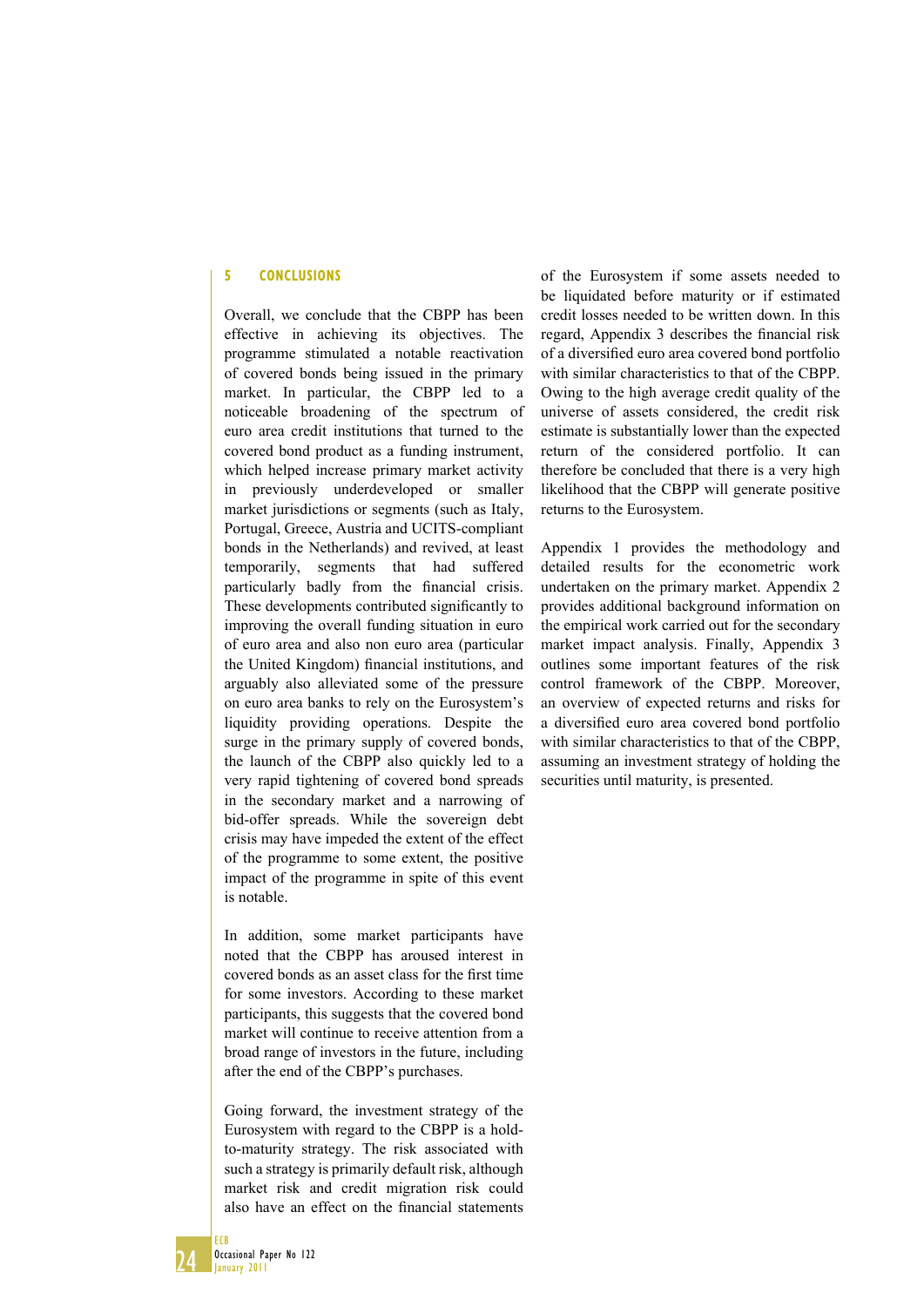## 5 CONCLUSIONS

Overall, we conclude that the CBPP has been effective in achieving its objectives. The programme stimulated a notable reactivation of covered bonds being issued in the primary market. In particular, the CBPP led to a noticeable broadening of the spectrum of euro area credit institutions that turned to the covered bond product as a funding instrument, which helped increase primary market activity in previously underdeveloped or smaller market jurisdictions or segments (such as Italy, Portugal, Greece, Austria and UCITS-compliant bonds in the Netherlands) and revived, at least temporarily, segments that had suffered particularly badly from the financial crisis. These developments contributed significantly to improving the overall funding situation in euro of euro area and also non euro area (particular the United Kingdom) financial institutions, and arguably also alleviated some of the pressure on euro area banks to rely on the Eurosystem's liquidity providing operations. Despite the surge in the primary supply of covered bonds, the launch of the CBPP also quickly led to a very rapid tightening of covered bond spreads in the secondary market and a narrowing of bid-offer spreads. While the sovereign debt crisis may have impeded the extent of the effect of the programme to some extent, the positive impact of the programme in spite of this event is notable.

In addition, some market participants have noted that the CBPP has aroused interest in covered bonds as an asset class for the first time for some investors. According to these market participants, this suggests that the covered bond market will continue to receive attention from a broad range of investors in the future, including after the end of the CBPP's purchases.

Going forward, the investment strategy of the Eurosystem with regard to the CBPP is a hold-to-maturity strategy. The risk associated with such a strategy is primarily default risk, although market risk and credit migration risk could also have an effect on the financial statements of the Eurosystem if some assets needed to be liquidated before maturity or if estimated credit losses needed to be written down. In this regard, Appendix 3 describes the financial risk of a diversified euro area covered bond portfolio with similar characteristics to that of the CBPP. Owing to the high average credit quality of the universe of assets considered, the credit risk estimate is substantially lower than the expected return of the considered portfolio. It can therefore be concluded that there is a very high likelihood that the CBPP will generate positive returns to the Eurosystem.

Appendix 1 provides the methodology and detailed results for the econometric work undertaken on the primary market. Appendix 2 provides additional background information on the empirical work carried out for the secondary market impact analysis. Finally, Appendix 3 outlines some important features of the risk control framework of the CBPP. Moreover, an overview of expected returns and risks for a diversified euro area covered bond portfolio with similar characteristics to that of the CBPP, assuming an investment strategy of holding the securities until maturity, is presented.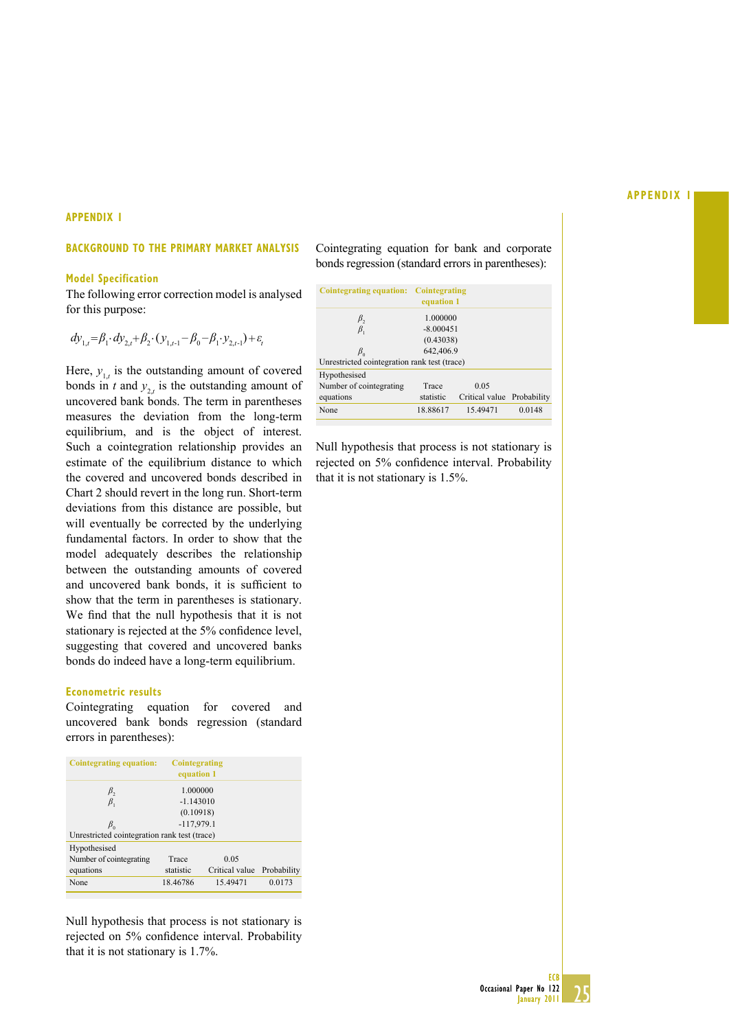# APPENDIX 1

## BACKGROUND TO THE PRIMARY MARKET ANALYSIS

### Model Specification

The following error correction model is analysed for this purpose:

$$dy_{1,t} = \beta_1 \cdot dy_{2,t} + \beta_2 \cdot (y_{1,t-1} - \beta_0 - \beta_1 \cdot y_{2,t-1}) + \varepsilon_t$$

Here, $y_{1,t}$ is the outstanding amount of covered bonds in $t$ and $y_{2,t}$ is the outstanding amount of uncovered bank bonds. The term in parentheses measures the deviation from the long-term equilibrium, and is the object of interest. Such a cointegration relationship provides an estimate of the equilibrium distance to which the covered and uncovered bonds described in Chart 2 should revert in the long run. Short-term deviations from this distance are possible, but will eventually be corrected by the underlying fundamental factors. In order to show that the model adequately describes the relationship between the outstanding amounts of covered and uncovered bank bonds, it is sufficient to show that the term in parentheses is stationary. We find that the null hypothesis that it is not stationary is rejected at the 5% confidence level, suggesting that covered and uncovered banks bonds do indeed have a long-term equilibrium.

### Econometric results

Cointegrating equation for covered and uncovered bank bonds regression (standard errors in parentheses):

| Cointegrating equation: | Cointegrating equation 1 | | |
|---|---|---|---|
| $\beta_2$ | 1.000000 | | |
| $\beta_1$ | -1.143010 | | |
| | (0.10918) | | |
| $\beta_0$ | -117,979.1 | | |
| Unrestricted cointegration rank test (trace) | | | |
| Hypothesised Number of cointegrating equations | Trace statistic | 0.05 Critical value | Probability |
| None | 18.46786 | 15.49471 | 0.0173 |

Null hypothesis that process is not stationary is rejected on 5% confidence interval. Probability that it is not stationary is 1.7%.

Cointegrating equation for bank and corporate bonds regression (standard errors in parentheses):

| Cointegrating equation: | Cointegrating equation 1 | | |
|---|---|---|---|
| $\beta_2$ | 1.000000 | | |
| $\beta_1$ | -8.000451 | | |
| | (0.43038) | | |
| $\beta_0$ | 642,406.9 | | |
| Unrestricted cointegration rank test (trace) | | | |
| Hypothesised Number of cointegrating equations | Trace statistic | 0.05 Critical value | Probability |
| None | 18.88617 | 15.49471 | 0.0148 |

Null hypothesis that process is not stationary is rejected on 5% confidence interval. Probability that it is not stationary is 1.5%.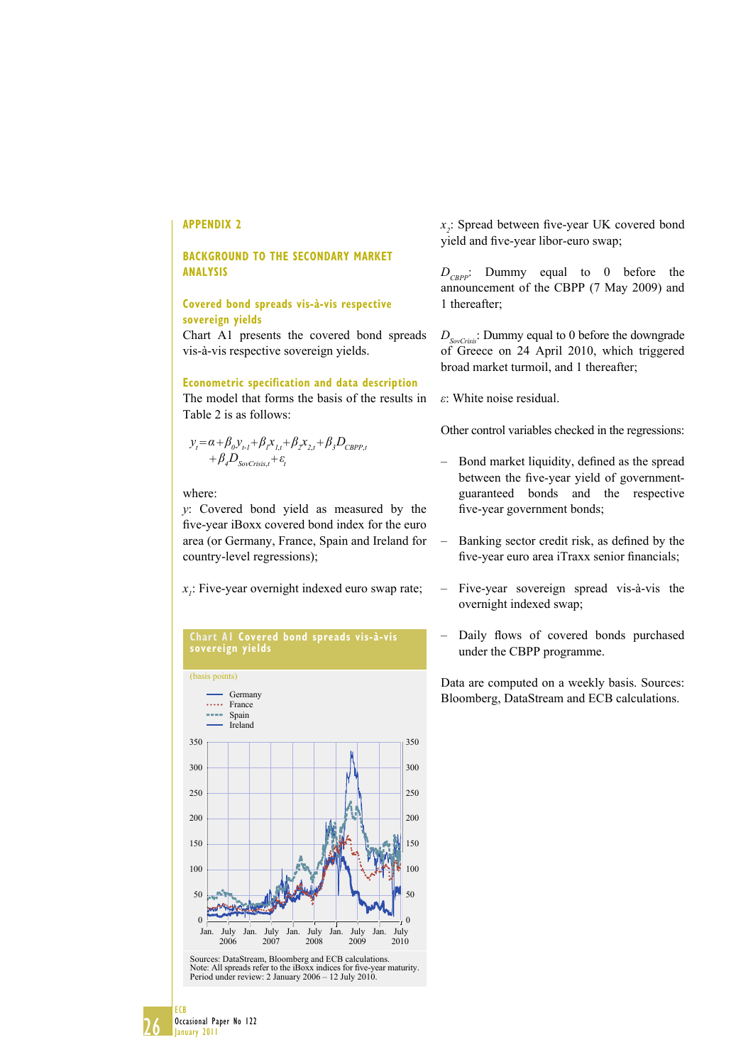## APPENDIX 2

## BACKGROUND TO THE SECONDARY MARKET ANALYSIS

### Covered bond spreads vis-à-vis respective sovereign yields

Chart A1 presents the covered bond spreads vis-à-vis respective sovereign yields.

### Econometric specification and data description

The model that forms the basis of the results in Table 2 is as follows:

$$y_t = \alpha + \beta_0 y_{t-1} + \beta_1 x_{1,t} + \beta_2 x_{2,t} + \beta_3 D_{CBPP,t} + \beta_4 D_{SovCrisis,t} + \varepsilon_t$$

where:

$y$: Covered bond yield as measured by the five-year iBoxx covered bond index for the euro area (or Germany, France, Spain and Ireland for country-level regressions);

$x_1$: Five-year overnight indexed euro swap rate;

**Chart A1 Covered bond spreads vis-à-vis sovereign yields**

(basis points)

Germany
France
Spain
Ireland

Sources: DataStream, Bloomberg and ECB calculations.
Note: All spreads refer to the iBoxx indices for five-year maturity.
Period under review: 2 January 2006 – 12 July 2010.

$x_2$: Spread between five-year UK covered bond yield and five-year libor-euro swap;

$D_{CBPP}$: Dummy equal to 0 before the announcement of the CBPP (7 May 2009) and 1 thereafter;

$D_{SovCrisis}$: Dummy equal to 0 before the downgrade of Greece on 24 April 2010, which triggered broad market turmoil, and 1 thereafter;

$\varepsilon$: White noise residual.

Other control variables checked in the regressions:

- Bond market liquidity, defined as the spread between the five-year yield of government-guaranteed bonds and the respective five-year government bonds;
- Banking sector credit risk, as defined by the five-year euro area iTraxx senior financials;
- Five-year sovereign spread vis-à-vis the overnight indexed swap;
- Daily flows of covered bonds purchased under the CBPP programme.

Data are computed on a weekly basis. Sources: Bloomberg, DataStream and ECB calculations.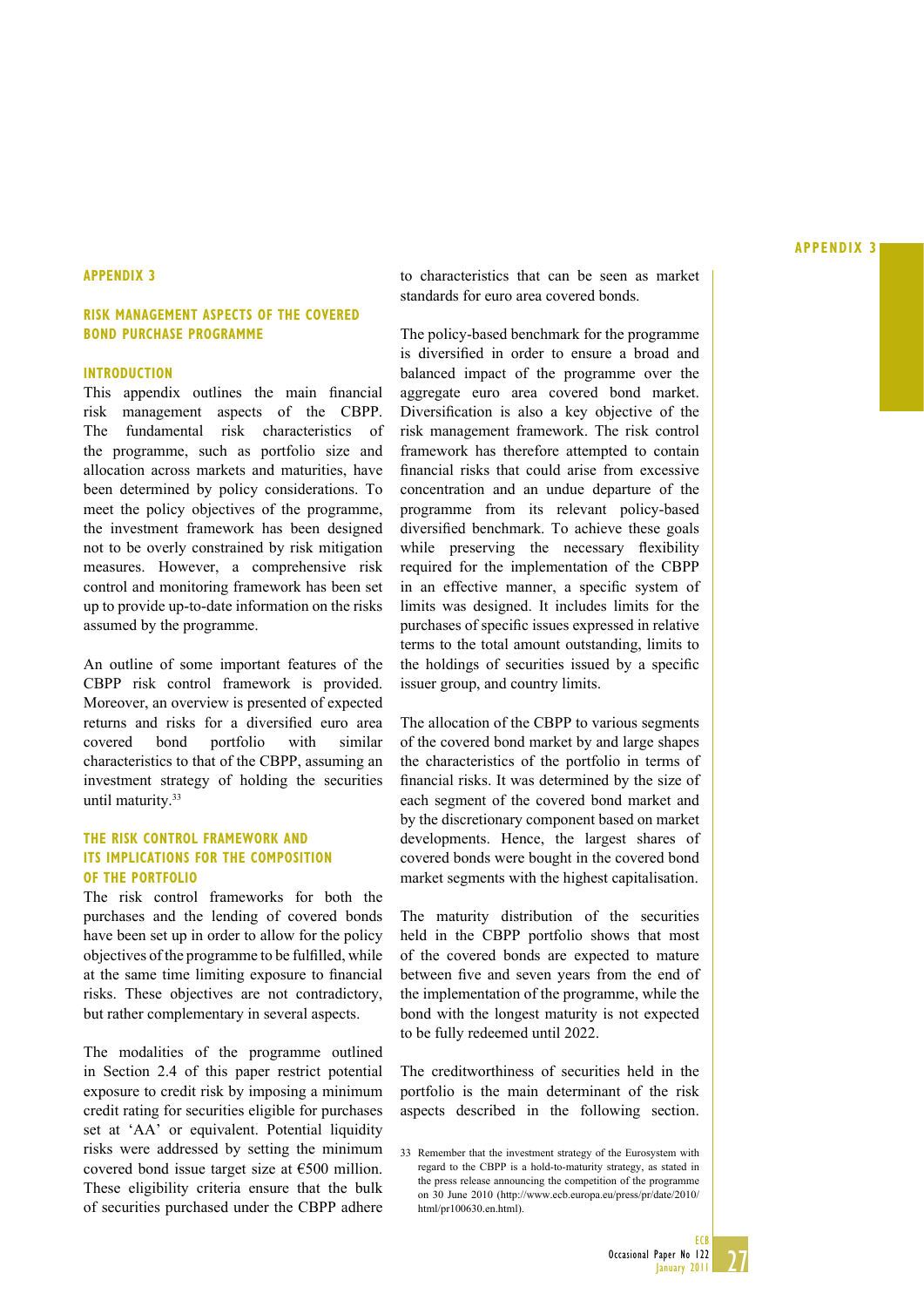# APPENDIX 3

## RISK MANAGEMENT ASPECTS OF THE COVERED BOND PURCHASE PROGRAMME

### INTRODUCTION

This appendix outlines the main financial risk management aspects of the CBPP. The fundamental risk characteristics of the programme, such as portfolio size and allocation across markets and maturities, have been determined by policy considerations. To meet the policy objectives of the programme, the investment framework has been designed not to be overly constrained by risk mitigation measures. However, a comprehensive risk control and monitoring framework has been set up to provide up-to-date information on the risks assumed by the programme.

An outline of some important features of the CBPP risk control framework is provided. Moreover, an overview is presented of expected returns and risks for a diversified euro area covered bond portfolio with similar characteristics to that of the CBPP, assuming an investment strategy of holding the securities until maturity.[33]

### THE RISK CONTROL FRAMEWORK AND ITS IMPLICATIONS FOR THE COMPOSITION OF THE PORTFOLIO

The risk control frameworks for both the purchases and the lending of covered bonds have been set up in order to allow for the policy objectives of the programme to be fulfilled, while at the same time limiting exposure to financial risks. These objectives are not contradictory, but rather complementary in several aspects.

The modalities of the programme outlined in Section 2.4 of this paper restrict potential exposure to credit risk by imposing a minimum credit rating for securities eligible for purchases set at 'AA' or equivalent. Potential liquidity risks were addressed by setting the minimum covered bond issue target size at €500 million. These eligibility criteria ensure that the bulk of securities purchased under the CBPP adhere to characteristics that can be seen as market standards for euro area covered bonds.

The policy-based benchmark for the programme is diversified in order to ensure a broad and balanced impact of the programme over the aggregate euro area covered bond market. Diversification is also a key objective of the risk management framework. The risk control framework has therefore attempted to contain financial risks that could arise from excessive concentration and an undue departure of the programme from its relevant policy-based diversified benchmark. To achieve these goals while preserving the necessary flexibility required for the implementation of the CBPP in an effective manner, a specific system of limits was designed. It includes limits for the purchases of specific issues expressed in relative terms to the total amount outstanding, limits to the holdings of securities issued by a specific issuer group, and country limits.

The allocation of the CBPP to various segments of the covered bond market by and large shapes the characteristics of the portfolio in terms of financial risks. It was determined by the size of each segment of the covered bond market and by the discretionary component based on market developments. Hence, the largest shares of covered bonds were bought in the covered bond market segments with the highest capitalisation.

The maturity distribution of the securities held in the CBPP portfolio shows that most of the covered bonds are expected to mature between five and seven years from the end of the implementation of the programme, while the bond with the longest maturity is not expected to be fully redeemed until 2022.

The creditworthiness of securities held in the portfolio is the main determinant of the risk aspects described in the following section.

[33] Remember that the investment strategy of the Eurosystem with regard to the CBPP is a hold-to-maturity strategy, as stated in the press release announcing the competition of the programme on 30 June 2010 (http://www.ecb.europa.eu/press/pr/date/2010/html/pr100630.en.html).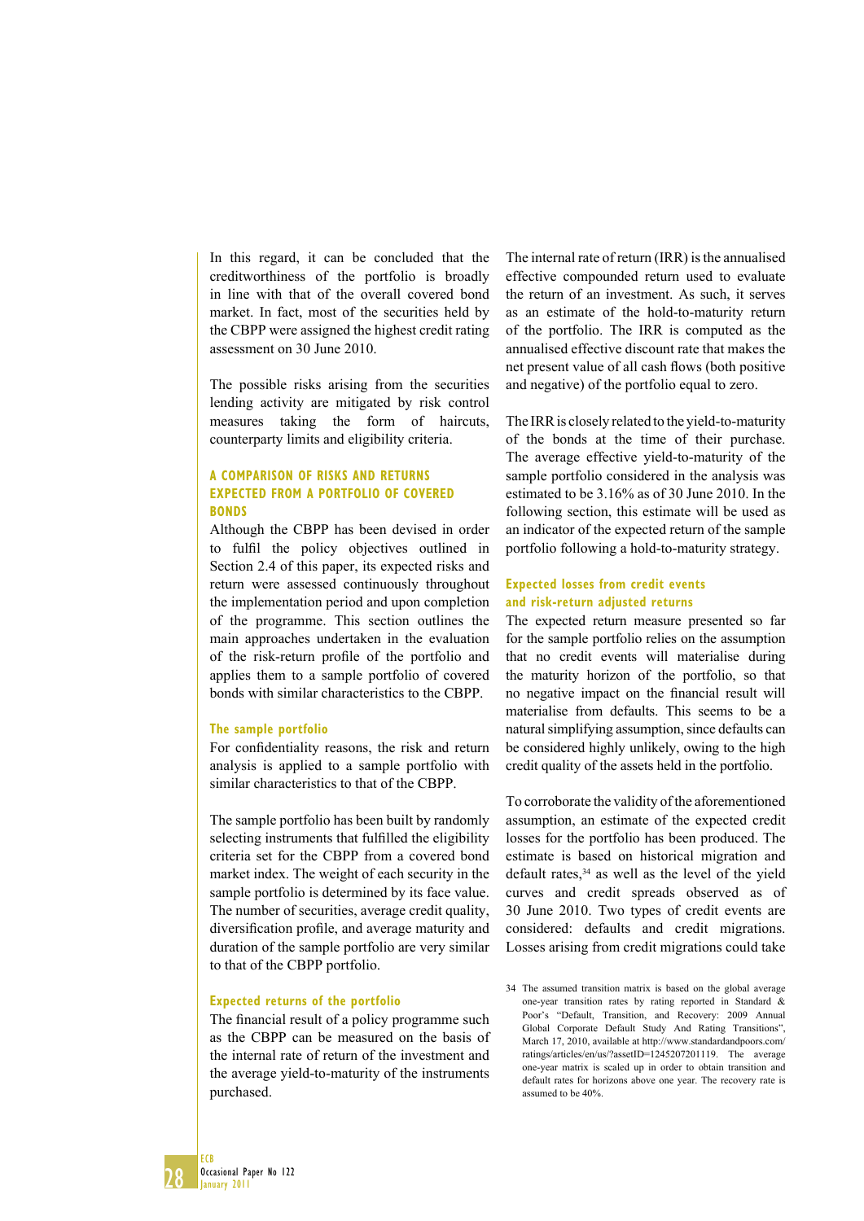In this regard, it can be concluded that the creditworthiness of the portfolio is broadly in line with that of the overall covered bond market. In fact, most of the securities held by the CBPP were assigned the highest credit rating assessment on 30 June 2010.

The possible risks arising from the securities lending activity are mitigated by risk control measures taking the form of haircuts, counterparty limits and eligibility criteria.

## A COMPARISON OF RISKS AND RETURNS EXPECTED FROM A PORTFOLIO OF COVERED BONDS

Although the CBPP has been devised in order to fulfil the policy objectives outlined in Section 2.4 of this paper, its expected risks and return were assessed continuously throughout the implementation period and upon completion of the programme. This section outlines the main approaches undertaken in the evaluation of the risk-return profile of the portfolio and applies them to a sample portfolio of covered bonds with similar characteristics to the CBPP.

### The sample portfolio

For confidentiality reasons, the risk and return analysis is applied to a sample portfolio with similar characteristics to that of the CBPP.

The sample portfolio has been built by randomly selecting instruments that fulfilled the eligibility criteria set for the CBPP from a covered bond market index. The weight of each security in the sample portfolio is determined by its face value. The number of securities, average credit quality, diversification profile, and average maturity and duration of the sample portfolio are very similar to that of the CBPP portfolio.

### Expected returns of the portfolio

The financial result of a policy programme such as the CBPP can be measured on the basis of the internal rate of return of the investment and the average yield-to-maturity of the instruments purchased.

The internal rate of return (IRR) is the annualised effective compounded return used to evaluate the return of an investment. As such, it serves as an estimate of the hold-to-maturity return of the portfolio. The IRR is computed as the annualised effective discount rate that makes the net present value of all cash flows (both positive and negative) of the portfolio equal to zero.

The IRR is closely related to the yield-to-maturity of the bonds at the time of their purchase. The average effective yield-to-maturity of the sample portfolio considered in the analysis was estimated to be 3.16% as of 30 June 2010. In the following section, this estimate will be used as an indicator of the expected return of the sample portfolio following a hold-to-maturity strategy.

### Expected losses from credit events and risk-return adjusted returns

The expected return measure presented so far for the sample portfolio relies on the assumption that no credit events will materialise during the maturity horizon of the portfolio, so that no negative impact on the financial result will materialise from defaults. This seems to be a natural simplifying assumption, since defaults can be considered highly unlikely, owing to the high credit quality of the assets held in the portfolio.

To corroborate the validity of the aforementioned assumption, an estimate of the expected credit losses for the portfolio has been produced. The estimate is based on historical migration and default rates,[34] as well as the level of the yield curves and credit spreads observed as of 30 June 2010. Two types of credit events are considered: defaults and credit migrations. Losses arising from credit migrations could take

34 The assumed transition matrix is based on the global average one-year transition rates by rating reported in Standard & Poor's "Default, Transition, and Recovery: 2009 Annual Global Corporate Default Study And Rating Transitions", March 17, 2010, available at http://www.standardandpoors.com/ratings/articles/en/us/?assetID=1245207201119. The average one-year matrix is scaled up in order to obtain transition and default rates for horizons above one year. The recovery rate is assumed to be 40%.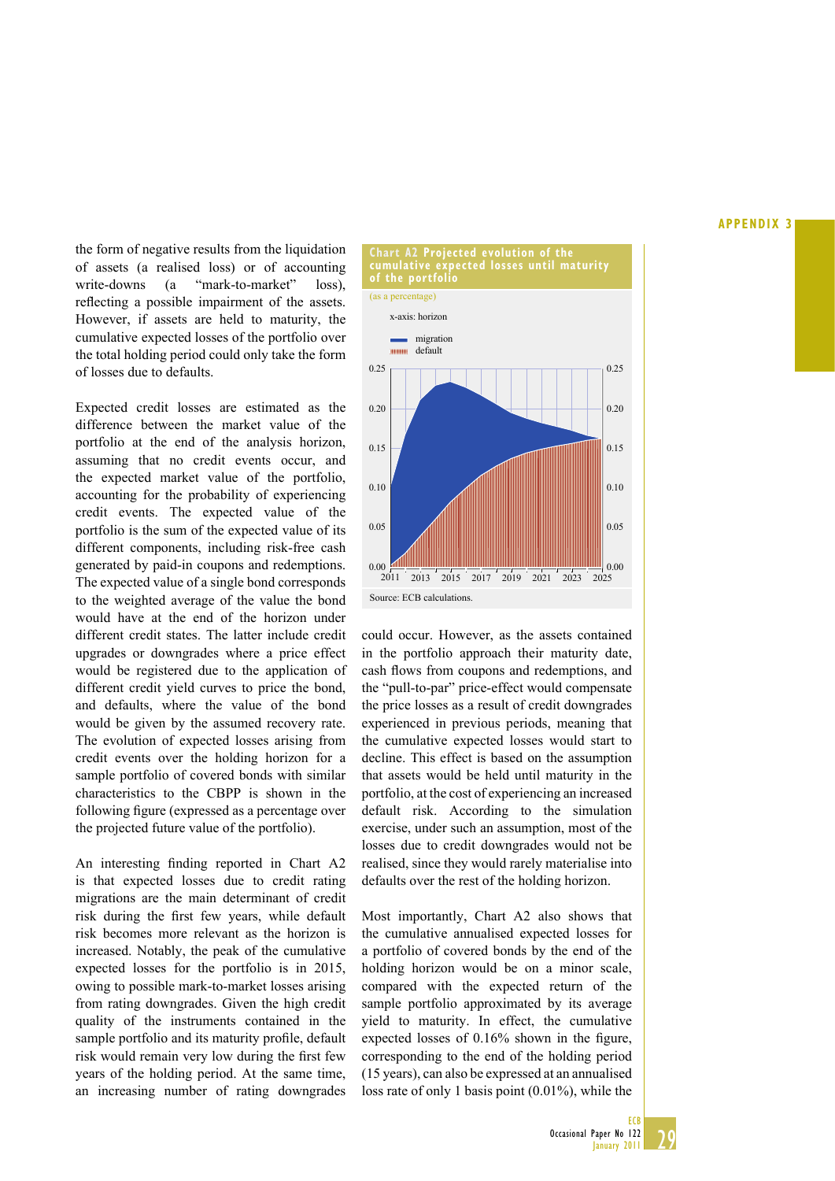the form of negative results from the liquidation of assets (a realised loss) or of accounting write-downs (a "mark-to-market" loss), reflecting a possible impairment of the assets. However, if assets are held to maturity, the cumulative expected losses of the portfolio over the total holding period could only take the form of losses due to defaults.

Expected credit losses are estimated as the difference between the market value of the portfolio at the end of the analysis horizon, assuming that no credit events occur, and the expected market value of the portfolio, accounting for the probability of experiencing credit events. The expected value of the portfolio is the sum of the expected value of its different components, including risk-free cash generated by paid-in coupons and redemptions. The expected value of a single bond corresponds to the weighted average of the value the bond would have at the end of the horizon under different credit states. The latter include credit upgrades or downgrades where a price effect would be registered due to the application of different credit yield curves to price the bond, and defaults, where the value of the bond would be given by the assumed recovery rate. The evolution of expected losses arising from credit events over the holding horizon for a sample portfolio of covered bonds with similar characteristics to the CBPP is shown in the following figure (expressed as a percentage over the projected future value of the portfolio).

**Chart A2 Projected evolution of the cumulative expected losses until maturity of the portfolio**

(as a percentage)

x-axis: horizon

- migration
- default

Source: ECB calculations.

An interesting finding reported in Chart A2 is that expected losses due to credit rating migrations are the main determinant of credit risk during the first few years, while default risk becomes more relevant as the horizon is increased. Notably, the peak of the cumulative expected losses for the portfolio is in 2015, owing to possible mark-to-market losses arising from rating downgrades. Given the high credit quality of the instruments contained in the sample portfolio and its maturity profile, default risk would remain very low during the first few years of the holding period. At the same time, an increasing number of rating downgrades could occur. However, as the assets contained in the portfolio approach their maturity date, cash flows from coupons and redemptions, and the "pull-to-par" price-effect would compensate the price losses as a result of credit downgrades experienced in previous periods, meaning that the cumulative expected losses would start to decline. This effect is based on the assumption that assets would be held until maturity in the portfolio, at the cost of experiencing an increased default risk. According to the simulation exercise, under such an assumption, most of the losses due to credit downgrades would not be realised, since they would rarely materialise into defaults over the rest of the holding horizon.

Most importantly, Chart A2 also shows that the cumulative annualised expected losses for a portfolio of covered bonds by the end of the holding horizon would be on a minor scale, compared with the expected return of the sample portfolio approximated by its average yield to maturity. In effect, the cumulative expected losses of 0.16% shown in the figure, corresponding to the end of the holding period (15 years), can also be expressed at an annualised loss rate of only 1 basis point (0.01%), while the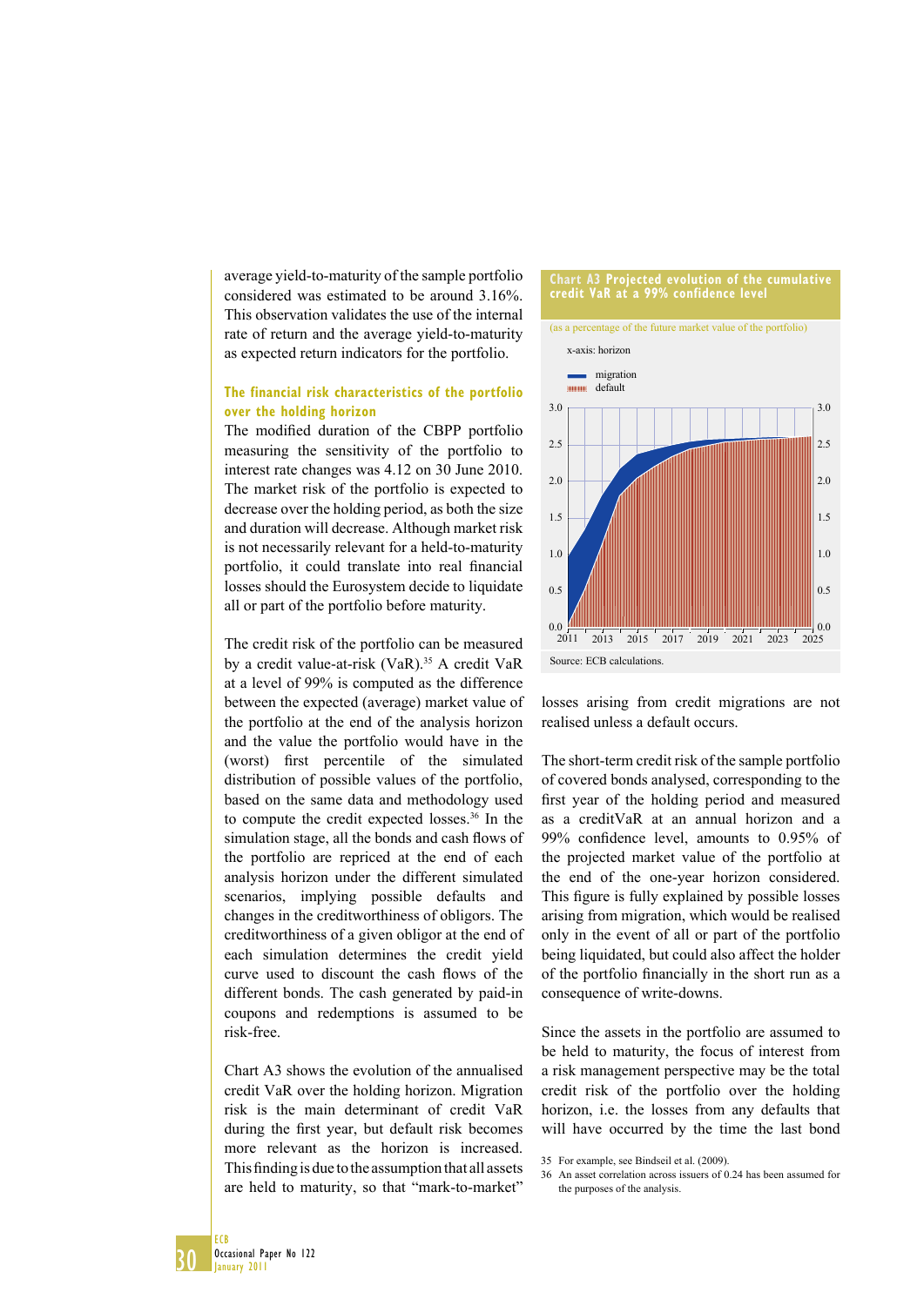average yield-to-maturity of the sample portfolio considered was estimated to be around 3.16%. This observation validates the use of the internal rate of return and the average yield-to-maturity as expected return indicators for the portfolio.

### The financial risk characteristics of the portfolio over the holding horizon

The modified duration of the CBPP portfolio measuring the sensitivity of the portfolio to interest rate changes was 4.12 on 30 June 2010. The market risk of the portfolio is expected to decrease over the holding period, as both the size and duration will decrease. Although market risk is not necessarily relevant for a held-to-maturity portfolio, it could translate into real financial losses should the Eurosystem decide to liquidate all or part of the portfolio before maturity.

The credit risk of the portfolio can be measured by a credit value-at-risk (VaR).[35] A credit VaR at a level of 99% is computed as the difference between the expected (average) market value of the portfolio at the end of the analysis horizon and the value the portfolio would have in the (worst) first percentile of the simulated distribution of possible values of the portfolio, based on the same data and methodology used to compute the credit expected losses.[36] In the simulation stage, all the bonds and cash flows of the portfolio are repriced at the end of each analysis horizon under the different simulated scenarios, implying possible defaults and changes in the creditworthiness of obligors. The creditworthiness of a given obligor at the end of each simulation determines the credit yield curve used to discount the cash flows of the different bonds. The cash generated by paid-in coupons and redemptions is assumed to be risk-free.

Chart A3 shows the evolution of the annualised credit VaR over the holding horizon. Migration risk is the main determinant of credit VaR during the first year, but default risk becomes more relevant as the horizon is increased. This finding is due to the assumption that all assets are held to maturity, so that "mark-to-market" losses arising from credit migrations are not realised unless a default occurs.

**Chart A3 Projected evolution of the cumulative credit VaR at a 99% confidence level**

(as a percentage of the future market value of the portfolio)

x-axis: horizon

- migration
- default

Source: ECB calculations.

The short-term credit risk of the sample portfolio of covered bonds analysed, corresponding to the first year of the holding period and measured as a creditVaR at an annual horizon and a 99% confidence level, amounts to 0.95% of the projected market value of the portfolio at the end of the one-year horizon considered. This figure is fully explained by possible losses arising from migration, which would be realised only in the event of all or part of the portfolio being liquidated, but could also affect the holder of the portfolio financially in the short run as a consequence of write-downs.

Since the assets in the portfolio are assumed to be held to maturity, the focus of interest from a risk management perspective may be the total credit risk of the portfolio over the holding horizon, i.e. the losses from any defaults that will have occurred by the time the last bond

35 For example, see Bindseil et al. (2009).

36 An asset correlation across issuers of 0.24 has been assumed for the purposes of the analysis.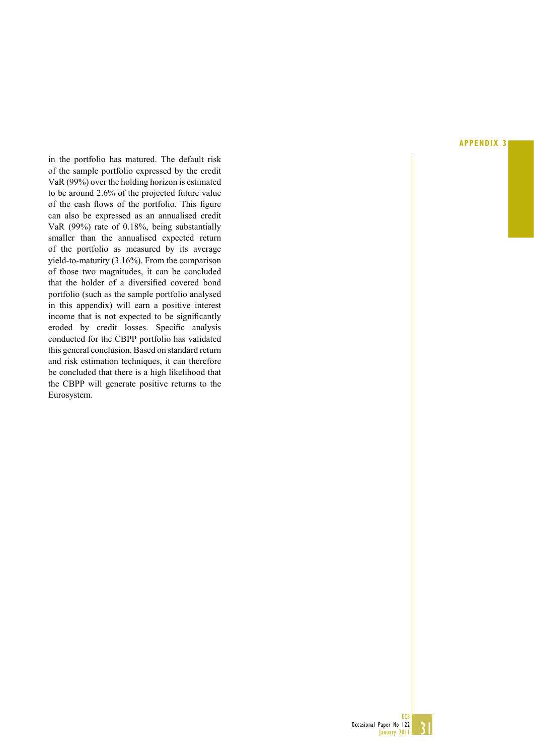in the portfolio has matured. The default risk of the sample portfolio expressed by the credit VaR (99%) over the holding horizon is estimated to be around 2.6% of the projected future value of the cash flows of the portfolio. This figure can also be expressed as an annualised credit VaR (99%) rate of 0.18%, being substantially smaller than the annualised expected return of the portfolio as measured by its average yield-to-maturity (3.16%). From the comparison of those two magnitudes, it can be concluded that the holder of a diversified covered bond portfolio (such as the sample portfolio analysed in this appendix) will earn a positive interest income that is not expected to be significantly eroded by credit losses. Specific analysis conducted for the CBPP portfolio has validated this general conclusion. Based on standard return and risk estimation techniques, it can therefore be concluded that there is a high likelihood that the CBPP will generate positive returns to the Eurosystem.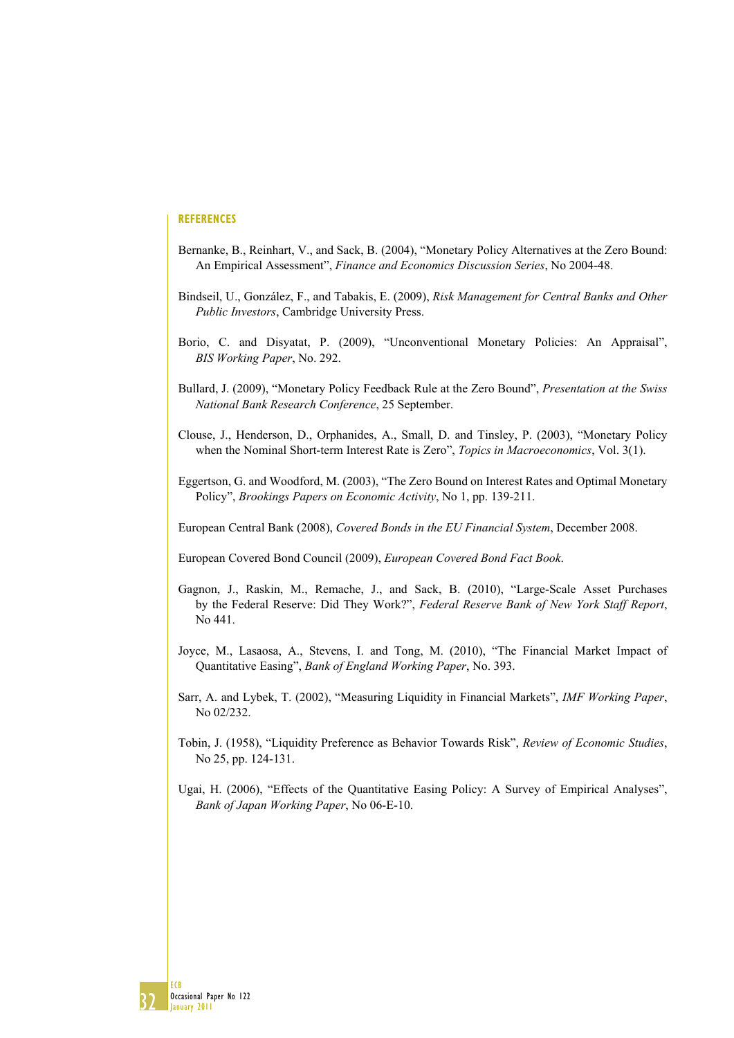## REFERENCES

Bernanke, B., Reinhart, V., and Sack, B. (2004), "Monetary Policy Alternatives at the Zero Bound: An Empirical Assessment", *Finance and Economics Discussion Series*, No 2004-48.

Bindseil, U., González, F., and Tabakis, E. (2009), *Risk Management for Central Banks and Other Public Investors*, Cambridge University Press.

Borio, C. and Disyatat, P. (2009), "Unconventional Monetary Policies: An Appraisal", *BIS Working Paper*, No. 292.

Bullard, J. (2009), "Monetary Policy Feedback Rule at the Zero Bound", *Presentation at the Swiss National Bank Research Conference*, 25 September.

Clouse, J., Henderson, D., Orphanides, A., Small, D. and Tinsley, P. (2003), "Monetary Policy when the Nominal Short-term Interest Rate is Zero", *Topics in Macroeconomics*, Vol. 3(1).

Eggertson, G. and Woodford, M. (2003), "The Zero Bound on Interest Rates and Optimal Monetary Policy", *Brookings Papers on Economic Activity*, No 1, pp. 139-211.

European Central Bank (2008), *Covered Bonds in the EU Financial System*, December 2008.

European Covered Bond Council (2009), *European Covered Bond Fact Book*.

Gagnon, J., Raskin, M., Remache, J., and Sack, B. (2010), "Large-Scale Asset Purchases by the Federal Reserve: Did They Work?", *Federal Reserve Bank of New York Staff Report*, No 441.

Joyce, M., Lasaosa, A., Stevens, I. and Tong, M. (2010), "The Financial Market Impact of Quantitative Easing", *Bank of England Working Paper*, No. 393.

Sarr, A. and Lybek, T. (2002), "Measuring Liquidity in Financial Markets", *IMF Working Paper*, No 02/232.

Tobin, J. (1958), "Liquidity Preference as Behavior Towards Risk", *Review of Economic Studies*, No 25, pp. 124-131.

Ugai, H. (2006), "Effects of the Quantitative Easing Policy: A Survey of Empirical Analyses", *Bank of Japan Working Paper*, No 06-E-10.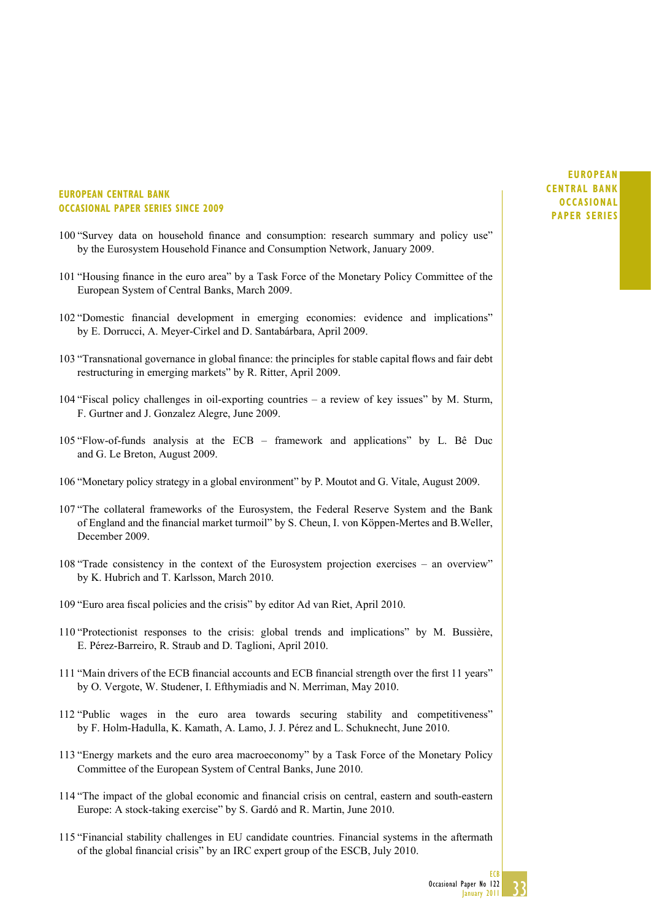## EUROPEAN CENTRAL BANK OCCASIONAL PAPER SERIES SINCE 2009

100 "Survey data on household finance and consumption: research summary and policy use" by the Eurosystem Household Finance and Consumption Network, January 2009.

101 "Housing finance in the euro area" by a Task Force of the Monetary Policy Committee of the European System of Central Banks, March 2009.

102 "Domestic financial development in emerging economies: evidence and implications" by E. Dorrucci, A. Meyer-Cirkel and D. Santabárbara, April 2009.

103 "Transnational governance in global finance: the principles for stable capital flows and fair debt restructuring in emerging markets" by R. Ritter, April 2009.

104 "Fiscal policy challenges in oil-exporting countries – a review of key issues" by M. Sturm, F. Gurtner and J. Gonzalez Alegre, June 2009.

105 "Flow-of-funds analysis at the ECB – framework and applications" by L. Bê Duc and G. Le Breton, August 2009.

106 "Monetary policy strategy in a global environment" by P. Moutot and G. Vitale, August 2009.

107 "The collateral frameworks of the Eurosystem, the Federal Reserve System and the Bank of England and the financial market turmoil" by S. Cheun, I. von Köppen-Mertes and B.Weller, December 2009.

108 "Trade consistency in the context of the Eurosystem projection exercises – an overview" by K. Hubrich and T. Karlsson, March 2010.

109 "Euro area fiscal policies and the crisis" by editor Ad van Riet, April 2010.

110 "Protectionist responses to the crisis: global trends and implications" by M. Bussière, E. Pérez-Barreiro, R. Straub and D. Taglioni, April 2010.

111 "Main drivers of the ECB financial accounts and ECB financial strength over the first 11 years" by O. Vergote, W. Studener, I. Efthymiadis and N. Merriman, May 2010.

112 "Public wages in the euro area towards securing stability and competitiveness" by F. Holm-Hadulla, K. Kamath, A. Lamo, J. J. Pérez and L. Schuknecht, June 2010.

113 "Energy markets and the euro area macroeconomy" by a Task Force of the Monetary Policy Committee of the European System of Central Banks, June 2010.

114 "The impact of the global economic and financial crisis on central, eastern and south-eastern Europe: A stock-taking exercise" by S. Gardó and R. Martin, June 2010.

115 "Financial stability challenges in EU candidate countries. Financial systems in the aftermath of the global financial crisis" by an IRC expert group of the ESCB, July 2010.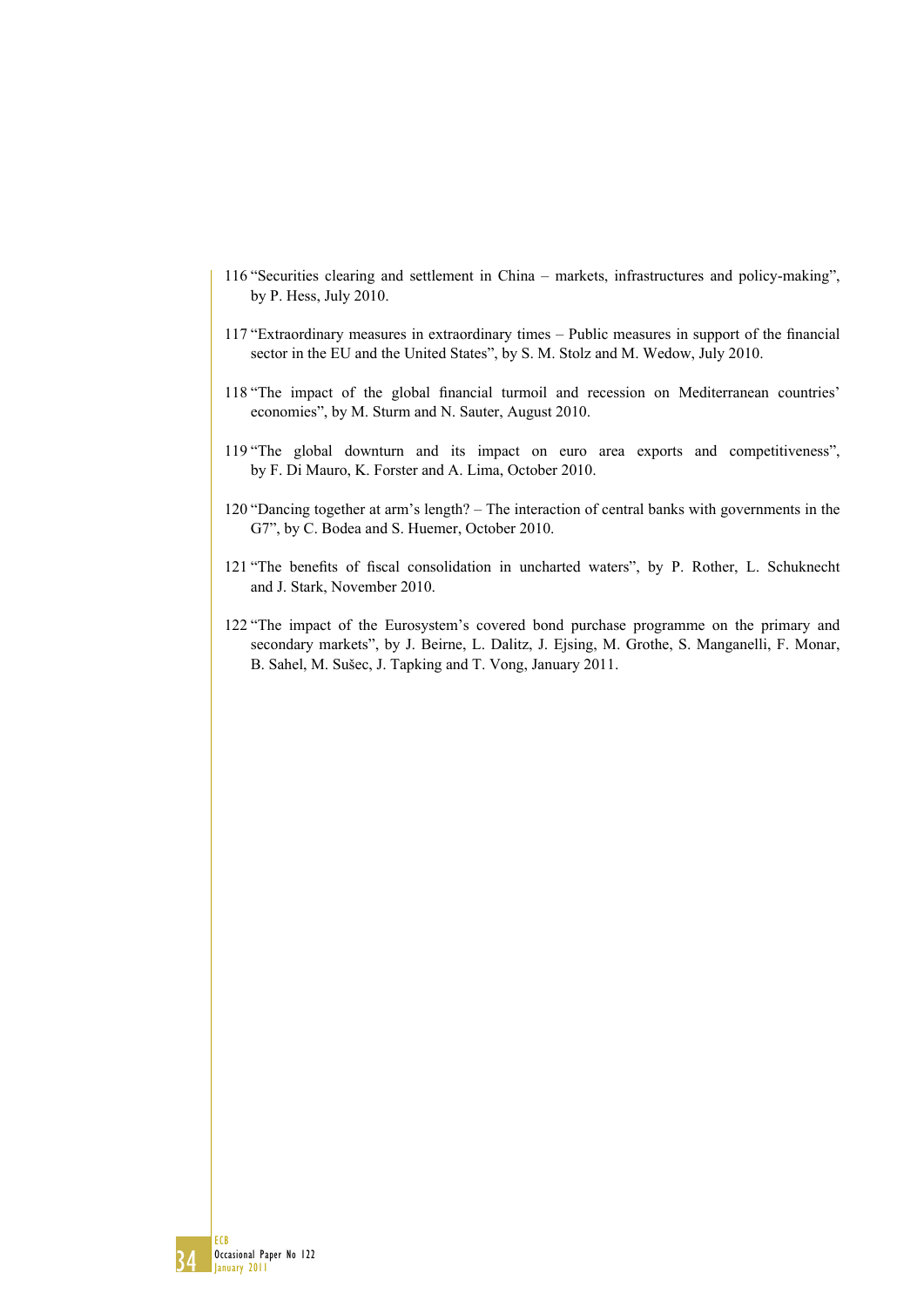116 "Securities clearing and settlement in China – markets, infrastructures and policy-making", by P. Hess, July 2010.

117 "Extraordinary measures in extraordinary times – Public measures in support of the financial sector in the EU and the United States", by S. M. Stolz and M. Wedow, July 2010.

118 "The impact of the global financial turmoil and recession on Mediterranean countries' economies", by M. Sturm and N. Sauter, August 2010.

119 "The global downturn and its impact on euro area exports and competitiveness", by F. Di Mauro, K. Forster and A. Lima, October 2010.

120 "Dancing together at arm's length? – The interaction of central banks with governments in the G7", by C. Bodea and S. Huemer, October 2010.

121 "The benefits of fiscal consolidation in uncharted waters", by P. Rother, L. Schuknecht and J. Stark, November 2010.

122 "The impact of the Eurosystem's covered bond purchase programme on the primary and secondary markets", by J. Beirne, L. Dalitz, J. Ejsing, M. Grothe, S. Manganelli, F. Monar, B. Sahel, M. Sušec, J. Tapking and T. Vong, January 2011.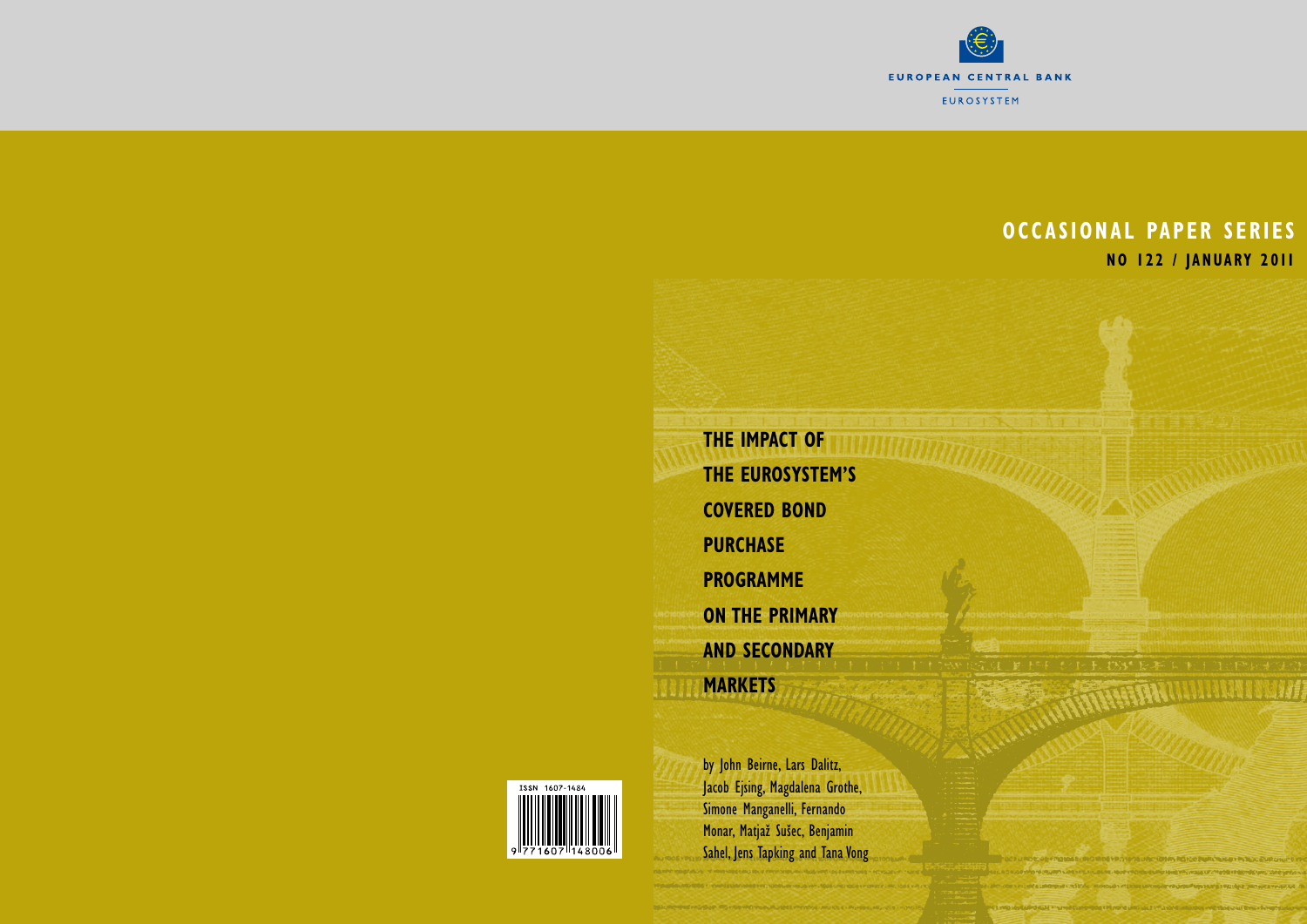EUROPEAN CENTRAL BANK

EUROSYSTEM

**OCCASIONAL PAPER SERIES**

**NO 122 / JANUARY 2011**

# THE IMPACT OF THE EUROSYSTEM'S COVERED BOND PURCHASE PROGRAMME ON THE PRIMARY AND SECONDARY MARKETS

by John Beirne, Lars Dalitz, Jacob Ejsing, Magdalena Grothe, Simone Manganelli, Fernando Monar, Matjaž Sušec, Benjamin Sahel, Jens Tapking and Tana Vong

ISSN 1607-1484

9 771607 148006